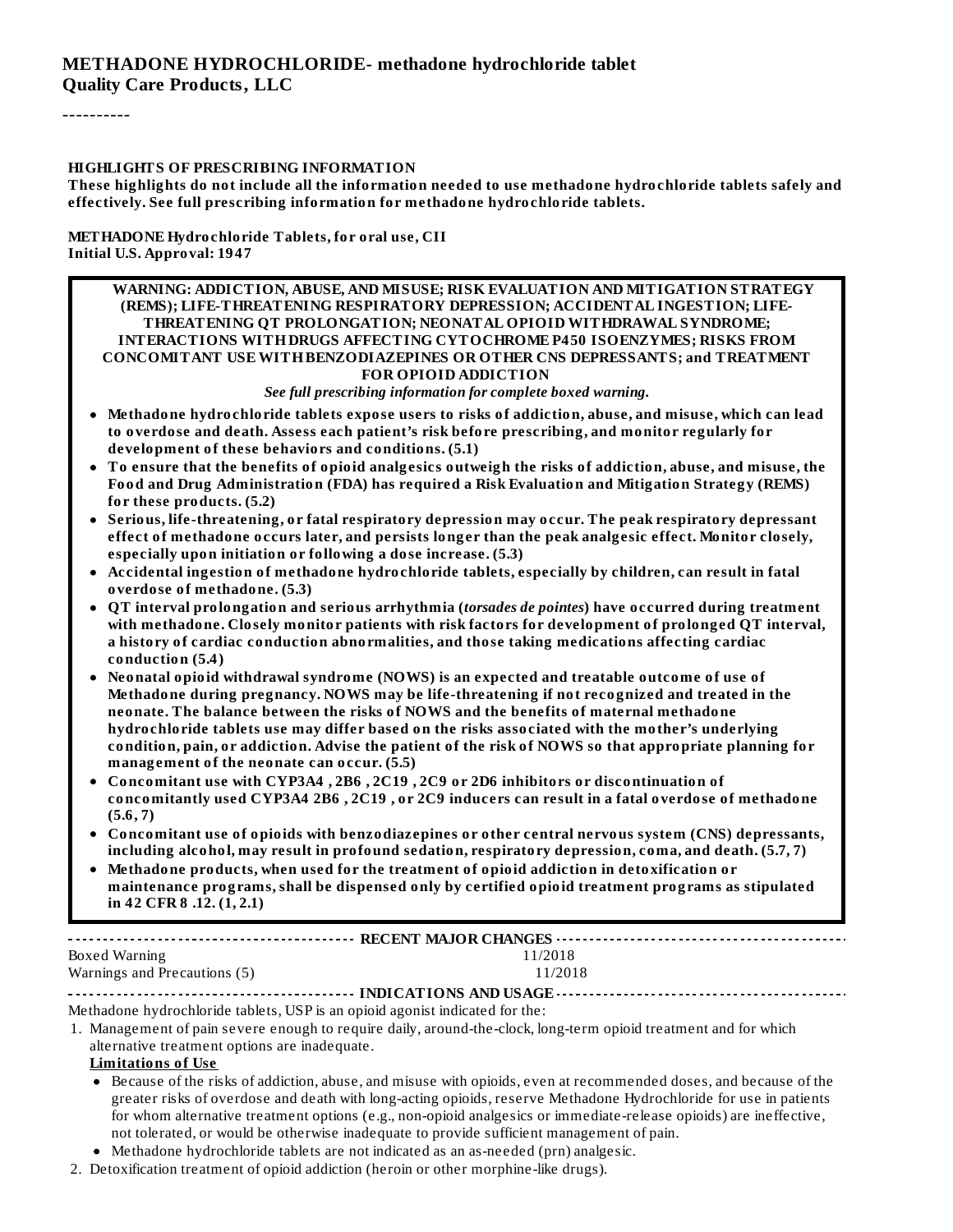**METHADONE HYDROCHLORIDE- methadone hydrochloride tablet**
**Quality Care Products, LLC**

----------

**HIGHLIGHTS OF PRESCRIBING INFORMATION**
**These highlights do not include all the information needed to use methadone hydrochloride tablets safely and effectively. See full prescribing information for methadone hydrochloride tablets.**

**METHADONE Hydrochloride Tablets, for oral use, CII**
**Initial U.S. Approval: 1947**

**WARNING: ADDICTION, ABUSE, AND MISUSE; RISK EVALUATION AND MITIGATION STRATEGY (REMS); LIFE-THREATENING RESPIRATORY DEPRESSION; ACCIDENTAL INGESTION; LIFE-THREATENING QT PROLONGATION; NEONATAL OPIOID WITHDRAWAL SYNDROME; INTERACTIONS WITH DRUGS AFFECTING CYTOCHROME P450 ISOENZYMES; RISKS FROM CONCOMITANT USE WITH BENZODIAZEPINES OR OTHER CNS DEPRESSANTS; and TREATMENT FOR OPIOID ADDICTION**

*See full prescribing information for complete boxed warning.*

- **Methadone hydrochloride tablets expose users to risks of addiction, abuse, and misuse, which can lead to overdose and death. Assess each patient's risk before prescribing, and monitor regularly for development of these behaviors and conditions. (5.1)**
- **To ensure that the benefits of opioid analgesics outweigh the risks of addiction, abuse, and misuse, the Food and Drug Administration (FDA) has required a Risk Evaluation and Mitigation Strategy (REMS) for these products. (5.2)**
- **Serious, life-threatening, or fatal respiratory depression may occur. The peak respiratory depressant effect of methadone occurs later, and persists longer than the peak analgesic effect. Monitor closely, especially upon initiation or following a dose increase. (5.3)**
- **Accidental ingestion of methadone hydrochloride tablets, especially by children, can result in fatal overdose of methadone. (5.3)**
- **QT interval prolongation and serious arrhythmia (*torsades de pointes*) have occurred during treatment with methadone. Closely monitor patients with risk factors for development of prolonged QT interval, a history of cardiac conduction abnormalities, and those taking medications affecting cardiac conduction (5.4)**
- **Neonatal opioid withdrawal syndrome (NOWS) is an expected and treatable outcome of use of Methadone during pregnancy. NOWS may be life-threatening if not recognized and treated in the neonate. The balance between the risks of NOWS and the benefits of maternal methadone hydrochloride tablets use may differ based on the risks associated with the mother's underlying condition, pain, or addiction. Advise the patient of the risk of NOWS so that appropriate planning for management of the neonate can occur. (5.5)**
- **Concomitant use with CYP3A4 , 2B6 , 2C19 , 2C9 or 2D6 inhibitors or discontinuation of concomitantly used CYP3A4 2B6 , 2C19 , or 2C9 inducers can result in a fatal overdose of methadone (5.6, 7)**
- **Concomitant use of opioids with benzodiazepines or other central nervous system (CNS) depressants, including alcohol, may result in profound sedation, respiratory depression, coma, and death. (5.7, 7)**
- **Methadone products, when used for the treatment of opioid addiction in detoxification or maintenance programs, shall be dispensed only by certified opioid treatment programs as stipulated in 42 CFR 8 .12. (1, 2.1)**

**RECENT MAJOR CHANGES**

| | |
|---|---|
| Boxed Warning | 11/2018 |
| Warnings and Precautions (5) | 11/2018 |

**INDICATIONS AND USAGE**

Methadone hydrochloride tablets, USP is an opioid agonist indicated for the:

1. Management of pain severe enough to require daily, around-the-clock, long-term opioid treatment and for which alternative treatment options are inadequate.
   **Limitations of Use**
   - Because of the risks of addiction, abuse, and misuse with opioids, even at recommended doses, and because of the greater risks of overdose and death with long-acting opioids, reserve Methadone Hydrochloride for use in patients for whom alternative treatment options (e.g., non-opioid analgesics or immediate-release opioids) are ineffective, not tolerated, or would be otherwise inadequate to provide sufficient management of pain.
   - Methadone hydrochloride tablets are not indicated as an as-needed (prn) analgesic.
2. Detoxification treatment of opioid addiction (heroin or other morphine-like drugs).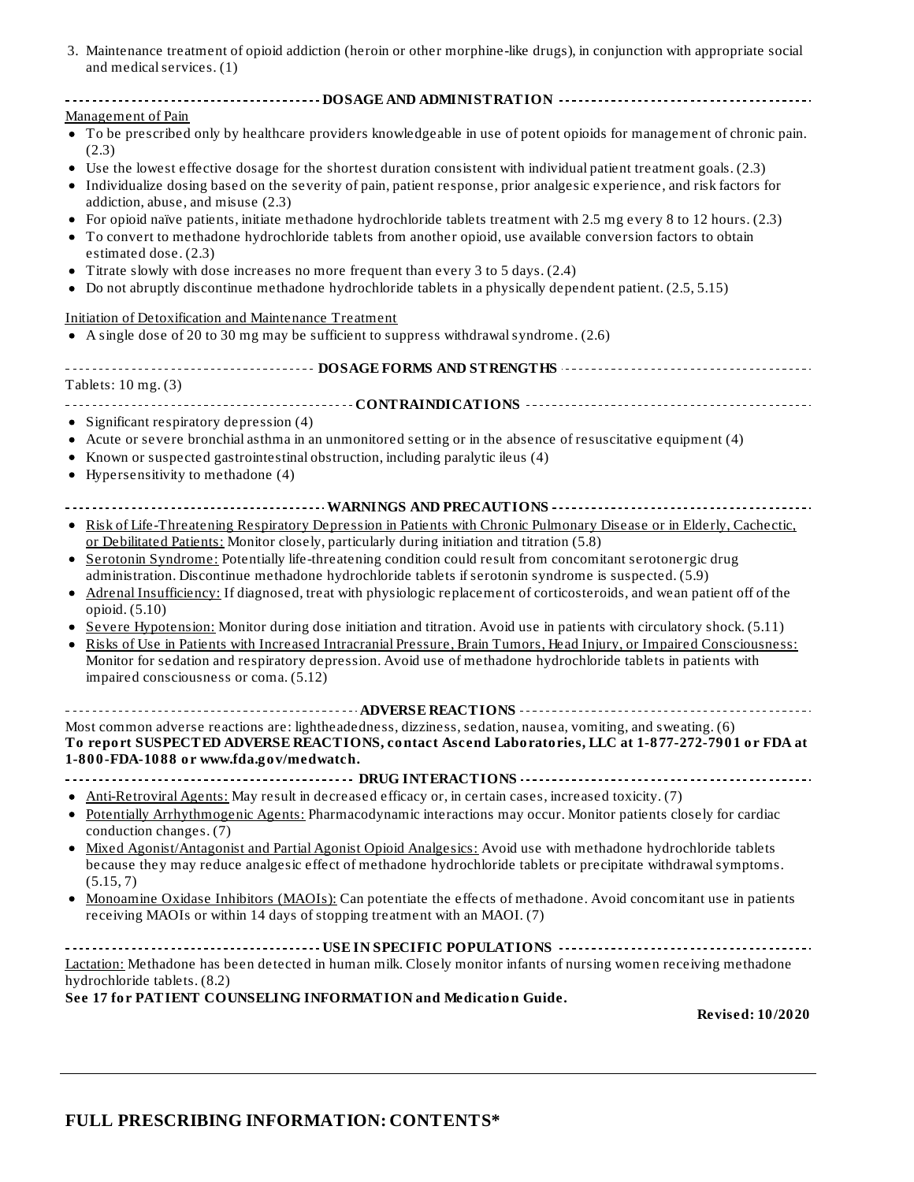3. Maintenance treatment of opioid addiction (heroin or other morphine-like drugs), in conjunction with appropriate social and medical services. (1)

## DOSAGE AND ADMINISTRATION

Management of Pain

- To be prescribed only by healthcare providers knowledgeable in use of potent opioids for management of chronic pain. (2.3)
- Use the lowest effective dosage for the shortest duration consistent with individual patient treatment goals. (2.3)
- Individualize dosing based on the severity of pain, patient response, prior analgesic experience, and risk factors for addiction, abuse, and misuse (2.3)
- For opioid naïve patients, initiate methadone hydrochloride tablets treatment with 2.5 mg every 8 to 12 hours. (2.3)
- To convert to methadone hydrochloride tablets from another opioid, use available conversion factors to obtain estimated dose. (2.3)
- Titrate slowly with dose increases no more frequent than every 3 to 5 days. (2.4)
- Do not abruptly discontinue methadone hydrochloride tablets in a physically dependent patient. (2.5, 5.15)

Initiation of Detoxification and Maintenance Treatment

- A single dose of 20 to 30 mg may be sufficient to suppress withdrawal syndrome. (2.6)

## DOSAGE FORMS AND STRENGTHS

Tablets: 10 mg. (3)

## CONTRAINDICATIONS

- Significant respiratory depression (4)
- Acute or severe bronchial asthma in an unmonitored setting or in the absence of resuscitative equipment (4)
- Known or suspected gastrointestinal obstruction, including paralytic ileus (4)
- Hypersensitivity to methadone (4)

## WARNINGS AND PRECAUTIONS

- Risk of Life-Threatening Respiratory Depression in Patients with Chronic Pulmonary Disease or in Elderly, Cachectic, or Debilitated Patients: Monitor closely, particularly during initiation and titration (5.8)
- Serotonin Syndrome: Potentially life-threatening condition could result from concomitant serotonergic drug administration. Discontinue methadone hydrochloride tablets if serotonin syndrome is suspected. (5.9)
- Adrenal Insufficiency: If diagnosed, treat with physiologic replacement of corticosteroids, and wean patient off of the opioid. (5.10)
- Severe Hypotension: Monitor during dose initiation and titration. Avoid use in patients with circulatory shock. (5.11)
- Risks of Use in Patients with Increased Intracranial Pressure, Brain Tumors, Head Injury, or Impaired Consciousness: Monitor for sedation and respiratory depression. Avoid use of methadone hydrochloride tablets in patients with impaired consciousness or coma. (5.12)

## ADVERSE REACTIONS

Most common adverse reactions are: lightheadedness, dizziness, sedation, nausea, vomiting, and sweating. (6)

**To report SUSPECTED ADVERSE REACTIONS, contact Ascend Laboratories, LLC at 1-877-272-7901 or FDA at 1-800-FDA-1088 or www.fda.gov/medwatch.**

## DRUG INTERACTIONS

- Anti-Retroviral Agents: May result in decreased efficacy or, in certain cases, increased toxicity. (7)
- Potentially Arrhythmogenic Agents: Pharmacodynamic interactions may occur. Monitor patients closely for cardiac conduction changes. (7)
- Mixed Agonist/Antagonist and Partial Agonist Opioid Analgesics: Avoid use with methadone hydrochloride tablets because they may reduce analgesic effect of methadone hydrochloride tablets or precipitate withdrawal symptoms. (5.15, 7)
- Monoamine Oxidase Inhibitors (MAOIs): Can potentiate the effects of methadone. Avoid concomitant use in patients receiving MAOIs or within 14 days of stopping treatment with an MAOI. (7)

## USE IN SPECIFIC POPULATIONS

Lactation: Methadone has been detected in human milk. Closely monitor infants of nursing women receiving methadone hydrochloride tablets. (8.2)

**See 17 for PATIENT COUNSELING INFORMATION and Medication Guide.**

**Revised: 10/2020**

# FULL PRESCRIBING INFORMATION: CONTENTS*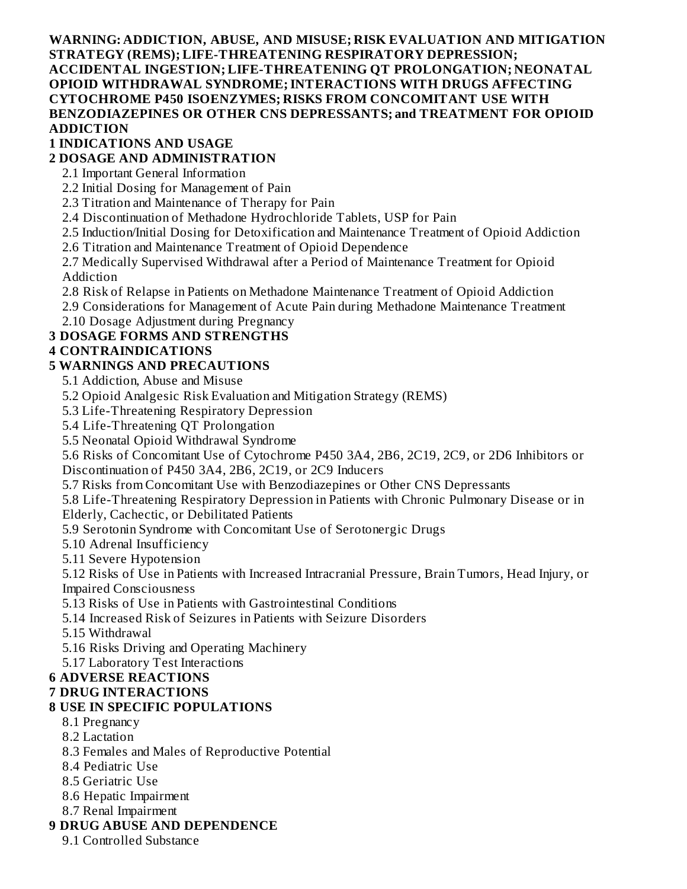**WARNING: ADDICTION, ABUSE, AND MISUSE; RISK EVALUATION AND MITIGATION STRATEGY (REMS); LIFE-THREATENING RESPIRATORY DEPRESSION; ACCIDENTAL INGESTION; LIFE-THREATENING QT PROLONGATION; NEONATAL OPIOID WITHDRAWAL SYNDROME; INTERACTIONS WITH DRUGS AFFECTING CYTOCHROME P450 ISOENZYMES; RISKS FROM CONCOMITANT USE WITH BENZODIAZEPINES OR OTHER CNS DEPRESSANTS; and TREATMENT FOR OPIOID ADDICTION**

**1 INDICATIONS AND USAGE**

**2 DOSAGE AND ADMINISTRATION**

- 2.1 Important General Information
- 2.2 Initial Dosing for Management of Pain
- 2.3 Titration and Maintenance of Therapy for Pain
- 2.4 Discontinuation of Methadone Hydrochloride Tablets, USP for Pain
- 2.5 Induction/Initial Dosing for Detoxification and Maintenance Treatment of Opioid Addiction
- 2.6 Titration and Maintenance Treatment of Opioid Dependence
- 2.7 Medically Supervised Withdrawal after a Period of Maintenance Treatment for Opioid Addiction
- 2.8 Risk of Relapse in Patients on Methadone Maintenance Treatment of Opioid Addiction
- 2.9 Considerations for Management of Acute Pain during Methadone Maintenance Treatment
- 2.10 Dosage Adjustment during Pregnancy

**3 DOSAGE FORMS AND STRENGTHS**

**4 CONTRAINDICATIONS**

**5 WARNINGS AND PRECAUTIONS**

- 5.1 Addiction, Abuse and Misuse
- 5.2 Opioid Analgesic Risk Evaluation and Mitigation Strategy (REMS)
- 5.3 Life-Threatening Respiratory Depression
- 5.4 Life-Threatening QT Prolongation
- 5.5 Neonatal Opioid Withdrawal Syndrome
- 5.6 Risks of Concomitant Use of Cytochrome P450 3A4, 2B6, 2C19, 2C9, or 2D6 Inhibitors or Discontinuation of P450 3A4, 2B6, 2C19, or 2C9 Inducers
- 5.7 Risks from Concomitant Use with Benzodiazepines or Other CNS Depressants
- 5.8 Life-Threatening Respiratory Depression in Patients with Chronic Pulmonary Disease or in Elderly, Cachectic, or Debilitated Patients
- 5.9 Serotonin Syndrome with Concomitant Use of Serotonergic Drugs
- 5.10 Adrenal Insufficiency
- 5.11 Severe Hypotension
- 5.12 Risks of Use in Patients with Increased Intracranial Pressure, Brain Tumors, Head Injury, or Impaired Consciousness
- 5.13 Risks of Use in Patients with Gastrointestinal Conditions
- 5.14 Increased Risk of Seizures in Patients with Seizure Disorders
- 5.15 Withdrawal
- 5.16 Risks Driving and Operating Machinery
- 5.17 Laboratory Test Interactions

**6 ADVERSE REACTIONS**

**7 DRUG INTERACTIONS**

**8 USE IN SPECIFIC POPULATIONS**

- 8.1 Pregnancy
- 8.2 Lactation
- 8.3 Females and Males of Reproductive Potential
- 8.4 Pediatric Use
- 8.5 Geriatric Use
- 8.6 Hepatic Impairment
- 8.7 Renal Impairment

**9 DRUG ABUSE AND DEPENDENCE**

- 9.1 Controlled Substance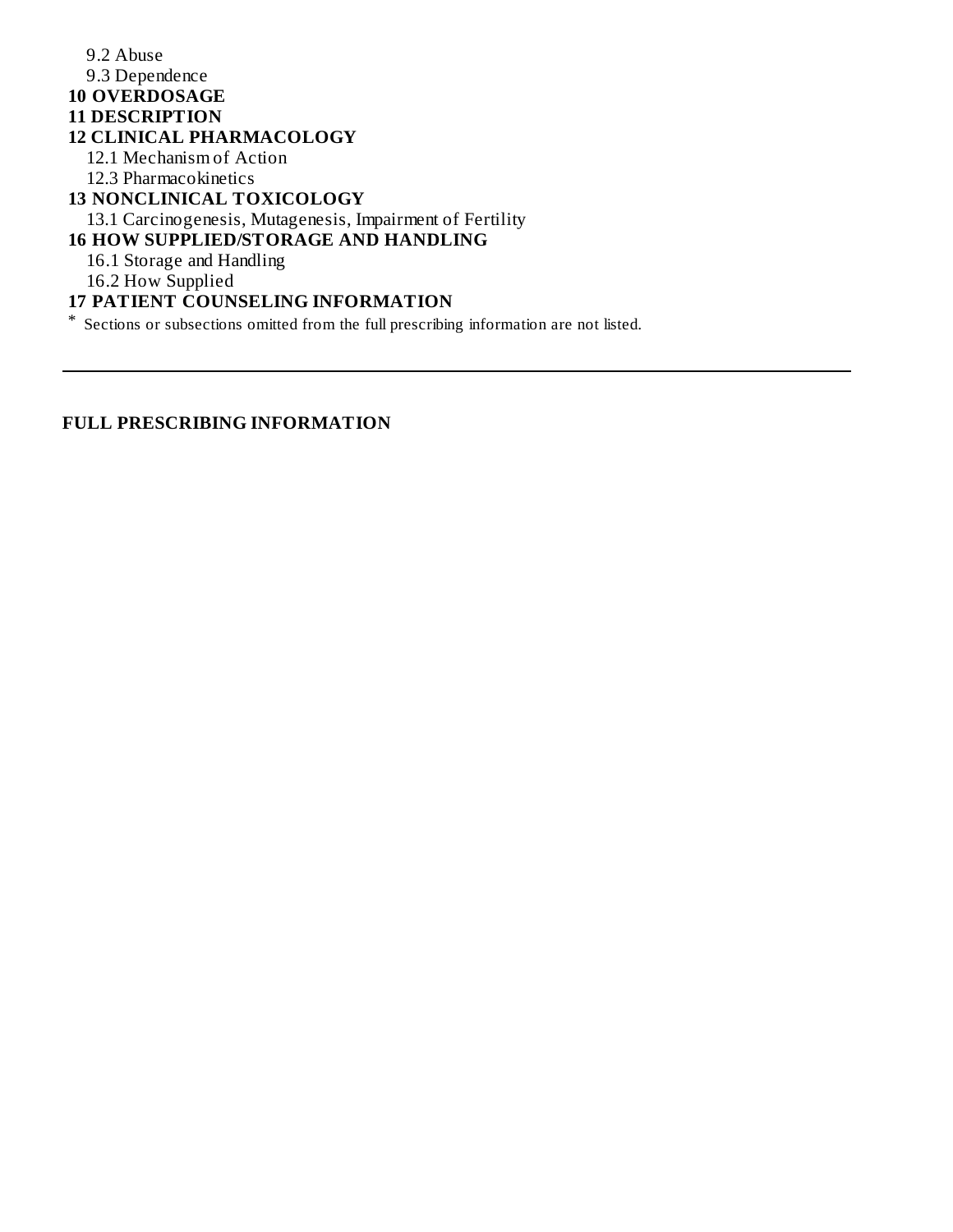9.2 Abuse

9.3 Dependence

**10 OVERDOSAGE**

**11 DESCRIPTION**

**12 CLINICAL PHARMACOLOGY**

12.1 Mechanism of Action

12.3 Pharmacokinetics

**13 NONCLINICAL TOXICOLOGY**

13.1 Carcinogenesis, Mutagenesis, Impairment of Fertility

**16 HOW SUPPLIED/STORAGE AND HANDLING**

16.1 Storage and Handling

16.2 How Supplied

**17 PATIENT COUNSELING INFORMATION**

* Sections or subsections omitted from the full prescribing information are not listed.

---

**FULL PRESCRIBING INFORMATION**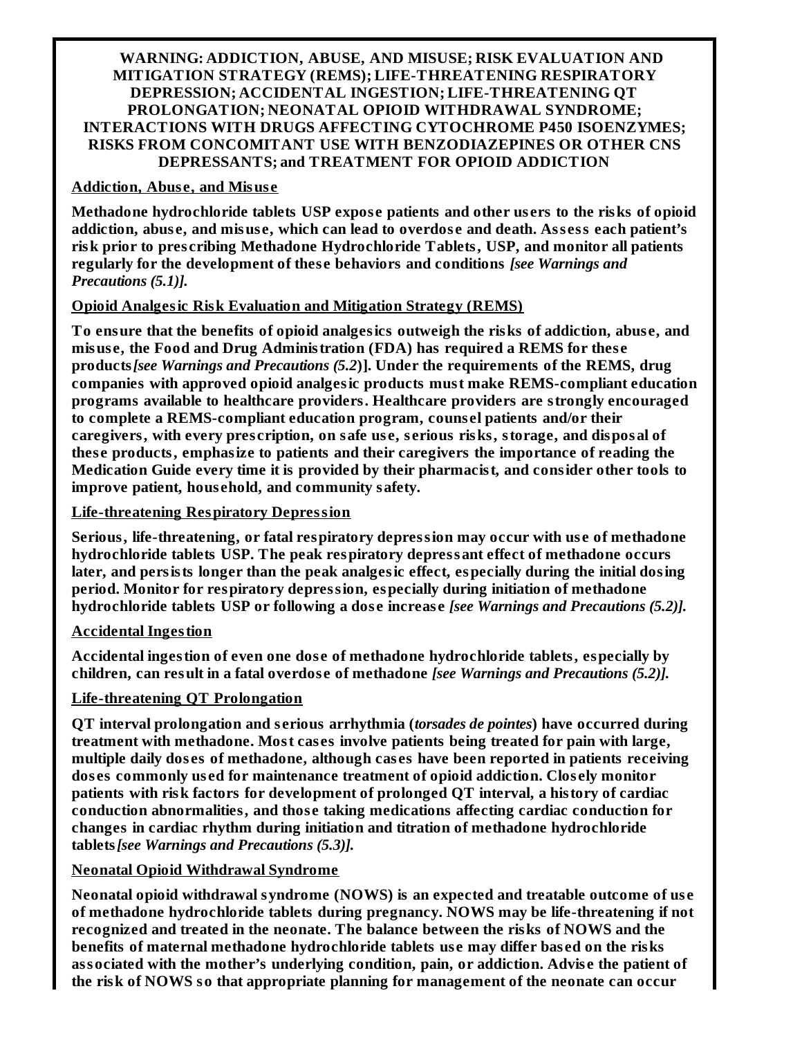**WARNING: ADDICTION, ABUSE, AND MISUSE; RISK EVALUATION AND MITIGATION STRATEGY (REMS); LIFE-THREATENING RESPIRATORY DEPRESSION; ACCIDENTAL INGESTION; LIFE-THREATENING QT PROLONGATION; NEONATAL OPIOID WITHDRAWAL SYNDROME; INTERACTIONS WITH DRUGS AFFECTING CYTOCHROME P450 ISOENZYMES; RISKS FROM CONCOMITANT USE WITH BENZODIAZEPINES OR OTHER CNS DEPRESSANTS; and TREATMENT FOR OPIOID ADDICTION**

**Addiction, Abuse, and Misuse**

**Methadone hydrochloride tablets USP expose patients and other users to the risks of opioid addiction, abuse, and misuse, which can lead to overdose and death. Assess each patient's risk prior to prescribing Methadone Hydrochloride Tablets, USP, and monitor all patients regularly for the development of these behaviors and conditions *[see Warnings and Precautions (5.1)]*.**

**Opioid Analgesic Risk Evaluation and Mitigation Strategy (REMS)**

**To ensure that the benefits of opioid analgesics outweigh the risks of addiction, abuse, and misuse, the Food and Drug Administration (FDA) has required a REMS for these products *[see Warnings and Precautions (5.2*)]. Under the requirements of the REMS, drug companies with approved opioid analgesic products must make REMS-compliant education programs available to healthcare providers. Healthcare providers are strongly encouraged to complete a REMS-compliant education program, counsel patients and/or their caregivers, with every prescription, on safe use, serious risks, storage, and disposal of these products, emphasize to patients and their caregivers the importance of reading the Medication Guide every time it is provided by their pharmacist, and consider other tools to improve patient, household, and community safety.**

**Life-threatening Respiratory Depression**

**Serious, life-threatening, or fatal respiratory depression may occur with use of methadone hydrochloride tablets USP. The peak respiratory depressant effect of methadone occurs later, and persists longer than the peak analgesic effect, especially during the initial dosing period. Monitor for respiratory depression, especially during initiation of methadone hydrochloride tablets USP or following a dose increase *[see Warnings and Precautions (5.2)]*.**

**Accidental Ingestion**

**Accidental ingestion of even one dose of methadone hydrochloride tablets, especially by children, can result in a fatal overdose of methadone *[see Warnings and Precautions (5.2)]*.**

**Life-threatening QT Prolongation**

**QT interval prolongation and serious arrhythmia (*torsades de pointes*) have occurred during treatment with methadone. Most cases involve patients being treated for pain with large, multiple daily doses of methadone, although cases have been reported in patients receiving doses commonly used for maintenance treatment of opioid addiction. Closely monitor patients with risk factors for development of prolonged QT interval, a history of cardiac conduction abnormalities, and those taking medications affecting cardiac conduction for changes in cardiac rhythm during initiation and titration of methadone hydrochloride tablets *[see Warnings and Precautions (5.3)]*.**

**Neonatal Opioid Withdrawal Syndrome**

**Neonatal opioid withdrawal syndrome (NOWS) is an expected and treatable outcome of use of methadone hydrochloride tablets during pregnancy. NOWS may be life-threatening if not recognized and treated in the neonate. The balance between the risks of NOWS and the benefits of maternal methadone hydrochloride tablets use may differ based on the risks associated with the mother's underlying condition, pain, or addiction. Advise the patient of the risk of NOWS so that appropriate planning for management of the neonate can occur**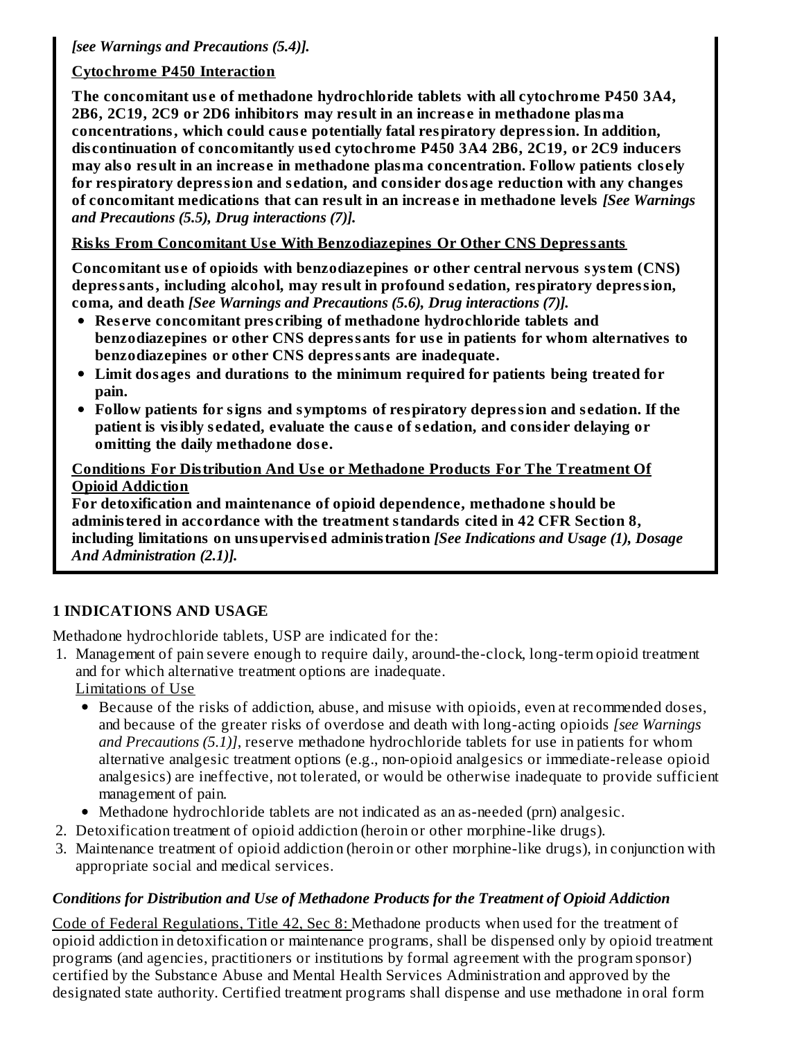***[see Warnings and Precautions (5.4)].***

**Cytochrome P450 Interaction**

**The concomitant use of methadone hydrochloride tablets with all cytochrome P450 3A4, 2B6, 2C19, 2C9 or 2D6 inhibitors may result in an increase in methadone plasma concentrations, which could cause potentially fatal respiratory depression. In addition, discontinuation of concomitantly used cytochrome P450 3A4 2B6, 2C19, or 2C9 inducers may also result in an increase in methadone plasma concentration. Follow patients closely for respiratory depression and sedation, and consider dosage reduction with any changes of concomitant medications that can result in an increase in methadone levels *[See Warnings and Precautions (5.5), Drug interactions (7)].***

**Risks From Concomitant Use With Benzodiazepines Or Other CNS Depressants**

**Concomitant use of opioids with benzodiazepines or other central nervous system (CNS) depressants, including alcohol, may result in profound sedation, respiratory depression, coma, and death *[See Warnings and Precautions (5.6), Drug interactions (7)].***

- **Reserve concomitant prescribing of methadone hydrochloride tablets and benzodiazepines or other CNS depressants for use in patients for whom alternatives to benzodiazepines or other CNS depressants are inadequate.**
- **Limit dosages and durations to the minimum required for patients being treated for pain.**
- **Follow patients for signs and symptoms of respiratory depression and sedation. If the patient is visibly sedated, evaluate the cause of sedation, and consider delaying or omitting the daily methadone dose.**

**Conditions For Distribution And Use or Methadone Products For The Treatment Of Opioid Addiction**

**For detoxification and maintenance of opioid dependence, methadone should be administered in accordance with the treatment standards cited in 42 CFR Section 8, including limitations on unsupervised administration *[See Indications and Usage (1), Dosage And Administration (2.1)].***

## 1 INDICATIONS AND USAGE

Methadone hydrochloride tablets, USP are indicated for the:

1. Management of pain severe enough to require daily, around-the-clock, long-term opioid treatment and for which alternative treatment options are inadequate.
   Limitations of Use
   - Because of the risks of addiction, abuse, and misuse with opioids, even at recommended doses, and because of the greater risks of overdose and death with long-acting opioids *[see Warnings and Precautions (5.1)]*, reserve methadone hydrochloride tablets for use in patients for whom alternative analgesic treatment options (e.g., non-opioid analgesics or immediate-release opioid analgesics) are ineffective, not tolerated, or would be otherwise inadequate to provide sufficient management of pain.
   - Methadone hydrochloride tablets are not indicated as an as-needed (prn) analgesic.
2. Detoxification treatment of opioid addiction (heroin or other morphine-like drugs).
3. Maintenance treatment of opioid addiction (heroin or other morphine-like drugs), in conjunction with appropriate social and medical services.

### *Conditions for Distribution and Use of Methadone Products for the Treatment of Opioid Addiction*

Code of Federal Regulations, Title 42, Sec 8: Methadone products when used for the treatment of opioid addiction in detoxification or maintenance programs, shall be dispensed only by opioid treatment programs (and agencies, practitioners or institutions by formal agreement with the program sponsor) certified by the Substance Abuse and Mental Health Services Administration and approved by the designated state authority. Certified treatment programs shall dispense and use methadone in oral form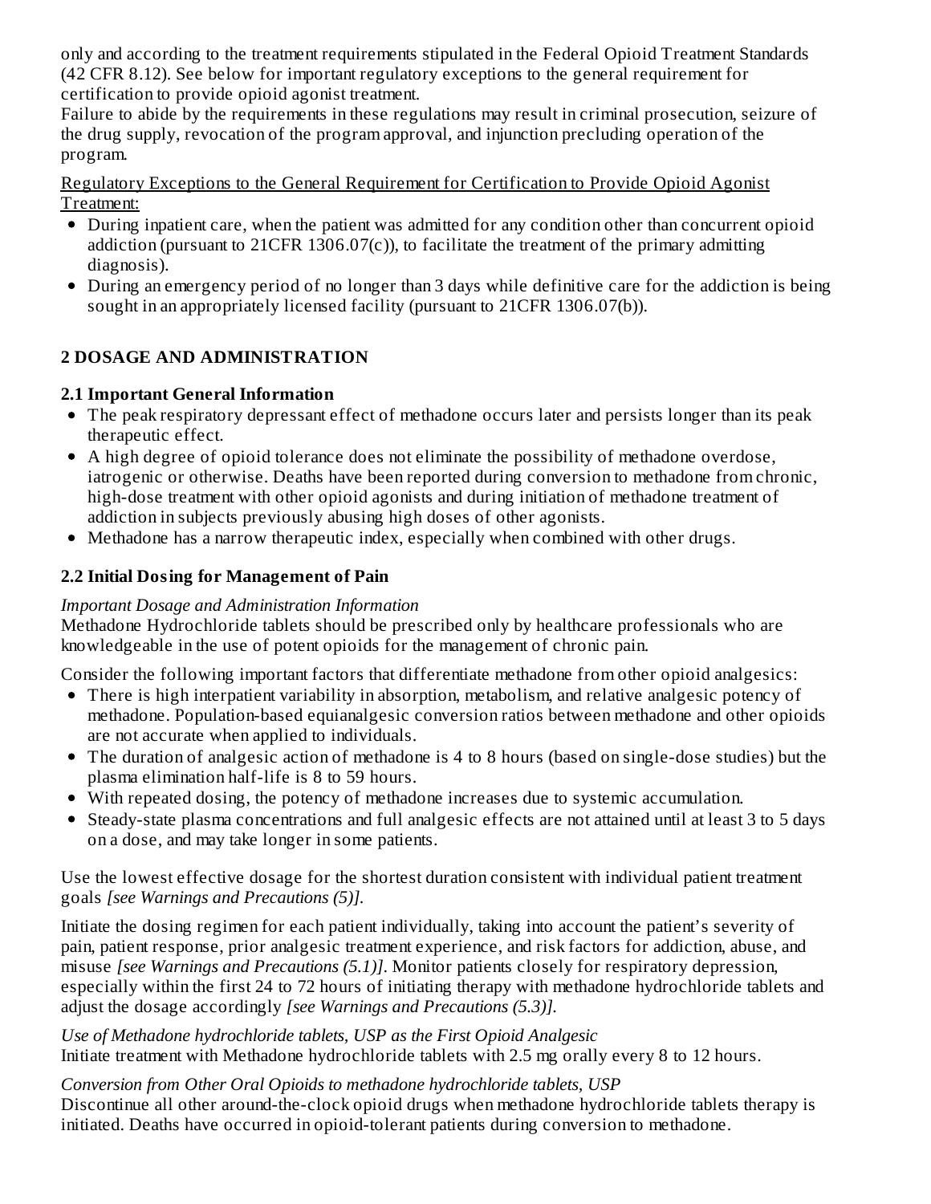only and according to the treatment requirements stipulated in the Federal Opioid Treatment Standards (42 CFR 8.12). See below for important regulatory exceptions to the general requirement for certification to provide opioid agonist treatment.

Failure to abide by the requirements in these regulations may result in criminal prosecution, seizure of the drug supply, revocation of the program approval, and injunction precluding operation of the program.

Regulatory Exceptions to the General Requirement for Certification to Provide Opioid Agonist Treatment:

- During inpatient care, when the patient was admitted for any condition other than concurrent opioid addiction (pursuant to 21CFR 1306.07(c)), to facilitate the treatment of the primary admitting diagnosis).
- During an emergency period of no longer than 3 days while definitive care for the addiction is being sought in an appropriately licensed facility (pursuant to 21CFR 1306.07(b)).

## 2 DOSAGE AND ADMINISTRATION

### 2.1 Important General Information

- The peak respiratory depressant effect of methadone occurs later and persists longer than its peak therapeutic effect.
- A high degree of opioid tolerance does not eliminate the possibility of methadone overdose, iatrogenic or otherwise. Deaths have been reported during conversion to methadone from chronic, high-dose treatment with other opioid agonists and during initiation of methadone treatment of addiction in subjects previously abusing high doses of other agonists.
- Methadone has a narrow therapeutic index, especially when combined with other drugs.

### 2.2 Initial Dosing for Management of Pain

*Important Dosage and Administration Information*

Methadone Hydrochloride tablets should be prescribed only by healthcare professionals who are knowledgeable in the use of potent opioids for the management of chronic pain.

Consider the following important factors that differentiate methadone from other opioid analgesics:

- There is high interpatient variability in absorption, metabolism, and relative analgesic potency of methadone. Population-based equianalgesic conversion ratios between methadone and other opioids are not accurate when applied to individuals.
- The duration of analgesic action of methadone is 4 to 8 hours (based on single-dose studies) but the plasma elimination half-life is 8 to 59 hours.
- With repeated dosing, the potency of methadone increases due to systemic accumulation.
- Steady-state plasma concentrations and full analgesic effects are not attained until at least 3 to 5 days on a dose, and may take longer in some patients.

Use the lowest effective dosage for the shortest duration consistent with individual patient treatment goals *[see Warnings and Precautions (5)].*

Initiate the dosing regimen for each patient individually, taking into account the patient's severity of pain, patient response, prior analgesic treatment experience, and risk factors for addiction, abuse, and misuse *[see Warnings and Precautions (5.1)].* Monitor patients closely for respiratory depression, especially within the first 24 to 72 hours of initiating therapy with methadone hydrochloride tablets and adjust the dosage accordingly *[see Warnings and Precautions (5.3)].*

*Use of Methadone hydrochloride tablets, USP as the First Opioid Analgesic*

Initiate treatment with Methadone hydrochloride tablets with 2.5 mg orally every 8 to 12 hours.

*Conversion from Other Oral Opioids to methadone hydrochloride tablets, USP*

Discontinue all other around-the-clock opioid drugs when methadone hydrochloride tablets therapy is initiated. Deaths have occurred in opioid-tolerant patients during conversion to methadone.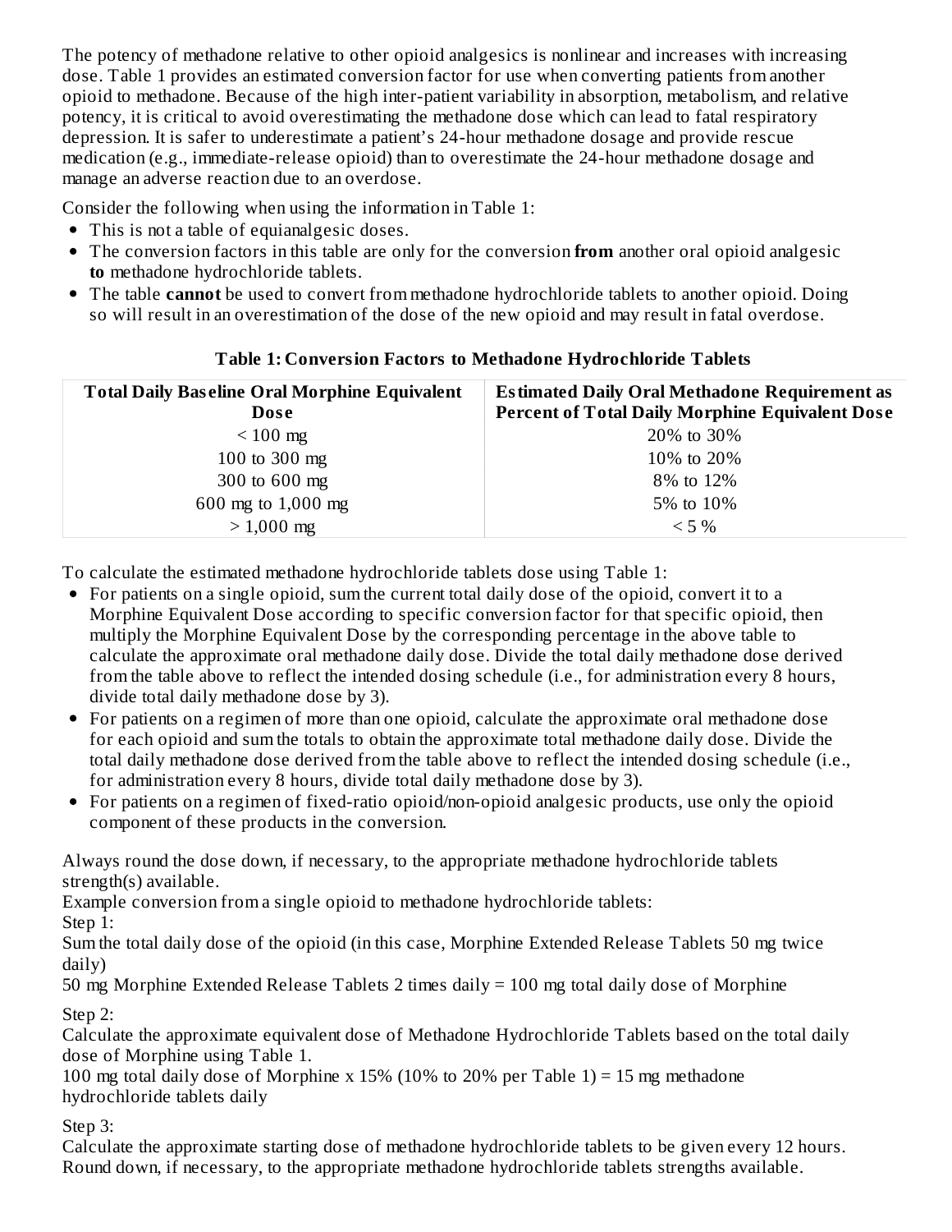The potency of methadone relative to other opioid analgesics is nonlinear and increases with increasing dose. Table 1 provides an estimated conversion factor for use when converting patients from another opioid to methadone. Because of the high inter-patient variability in absorption, metabolism, and relative potency, it is critical to avoid overestimating the methadone dose which can lead to fatal respiratory depression. It is safer to underestimate a patient's 24-hour methadone dosage and provide rescue medication (e.g., immediate-release opioid) than to overestimate the 24-hour methadone dosage and manage an adverse reaction due to an overdose.

Consider the following when using the information in Table 1:

- This is not a table of equianalgesic doses.
- The conversion factors in this table are only for the conversion **from** another oral opioid analgesic **to** methadone hydrochloride tablets.
- The table **cannot** be used to convert from methadone hydrochloride tablets to another opioid. Doing so will result in an overestimation of the dose of the new opioid and may result in fatal overdose.

**Table 1: Conversion Factors to Methadone Hydrochloride Tablets**

| Total Daily Baseline Oral Morphine Equivalent Dose | Estimated Daily Oral Methadone Requirement as Percent of Total Daily Morphine Equivalent Dose |
|---|---|
| < 100 mg | 20% to 30% |
| 100 to 300 mg | 10% to 20% |
| 300 to 600 mg | 8% to 12% |
| 600 mg to 1,000 mg | 5% to 10% |
| > 1,000 mg | < 5 % |

To calculate the estimated methadone hydrochloride tablets dose using Table 1:

- For patients on a single opioid, sum the current total daily dose of the opioid, convert it to a Morphine Equivalent Dose according to specific conversion factor for that specific opioid, then multiply the Morphine Equivalent Dose by the corresponding percentage in the above table to calculate the approximate oral methadone daily dose. Divide the total daily methadone dose derived from the table above to reflect the intended dosing schedule (i.e., for administration every 8 hours, divide total daily methadone dose by 3).
- For patients on a regimen of more than one opioid, calculate the approximate oral methadone dose for each opioid and sum the totals to obtain the approximate total methadone daily dose. Divide the total daily methadone dose derived from the table above to reflect the intended dosing schedule (i.e., for administration every 8 hours, divide total daily methadone dose by 3).
- For patients on a regimen of fixed-ratio opioid/non-opioid analgesic products, use only the opioid component of these products in the conversion.

Always round the dose down, if necessary, to the appropriate methadone hydrochloride tablets strength(s) available.

Example conversion from a single opioid to methadone hydrochloride tablets:

Step 1:

Sum the total daily dose of the opioid (in this case, Morphine Extended Release Tablets 50 mg twice daily)

50 mg Morphine Extended Release Tablets 2 times daily = 100 mg total daily dose of Morphine

Step 2:

Calculate the approximate equivalent dose of Methadone Hydrochloride Tablets based on the total daily dose of Morphine using Table 1.

100 mg total daily dose of Morphine x 15% (10% to 20% per Table 1) = 15 mg methadone hydrochloride tablets daily

Step 3:

Calculate the approximate starting dose of methadone hydrochloride tablets to be given every 12 hours. Round down, if necessary, to the appropriate methadone hydrochloride tablets strengths available.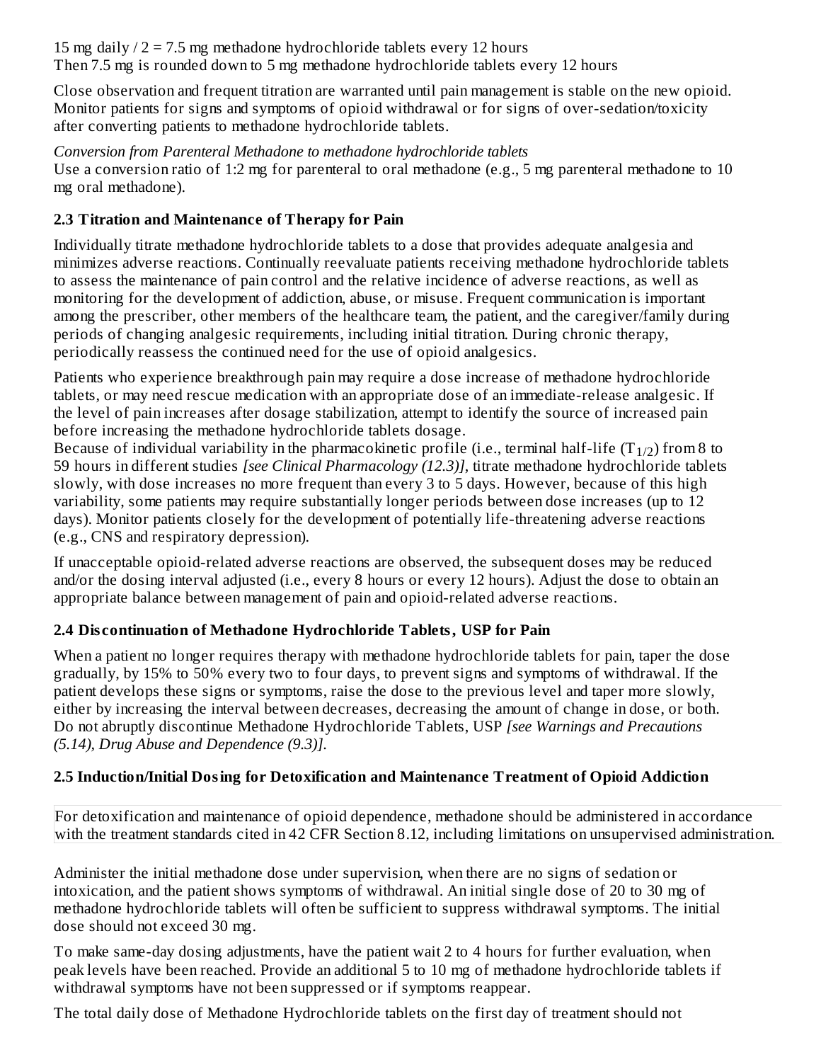15 mg daily / 2 = 7.5 mg methadone hydrochloride tablets every 12 hours
Then 7.5 mg is rounded down to 5 mg methadone hydrochloride tablets every 12 hours

Close observation and frequent titration are warranted until pain management is stable on the new opioid. Monitor patients for signs and symptoms of opioid withdrawal or for signs of over-sedation/toxicity after converting patients to methadone hydrochloride tablets.

*Conversion from Parenteral Methadone to methadone hydrochloride tablets*
Use a conversion ratio of 1:2 mg for parenteral to oral methadone (e.g., 5 mg parenteral methadone to 10 mg oral methadone).

## 2.3 Titration and Maintenance of Therapy for Pain

Individually titrate methadone hydrochloride tablets to a dose that provides adequate analgesia and minimizes adverse reactions. Continually reevaluate patients receiving methadone hydrochloride tablets to assess the maintenance of pain control and the relative incidence of adverse reactions, as well as monitoring for the development of addiction, abuse, or misuse. Frequent communication is important among the prescriber, other members of the healthcare team, the patient, and the caregiver/family during periods of changing analgesic requirements, including initial titration. During chronic therapy, periodically reassess the continued need for the use of opioid analgesics.

Patients who experience breakthrough pain may require a dose increase of methadone hydrochloride tablets, or may need rescue medication with an appropriate dose of an immediate-release analgesic. If the level of pain increases after dosage stabilization, attempt to identify the source of increased pain before increasing the methadone hydrochloride tablets dosage.
Because of individual variability in the pharmacokinetic profile (i.e., terminal half-life ($T_{1/2}$) from 8 to 59 hours in different studies *[see Clinical Pharmacology (12.3)]*, titrate methadone hydrochloride tablets slowly, with dose increases no more frequent than every 3 to 5 days. However, because of this high variability, some patients may require substantially longer periods between dose increases (up to 12 days). Monitor patients closely for the development of potentially life-threatening adverse reactions (e.g., CNS and respiratory depression).

If unacceptable opioid-related adverse reactions are observed, the subsequent doses may be reduced and/or the dosing interval adjusted (i.e., every 8 hours or every 12 hours). Adjust the dose to obtain an appropriate balance between management of pain and opioid-related adverse reactions.

## 2.4 Discontinuation of Methadone Hydrochloride Tablets, USP for Pain

When a patient no longer requires therapy with methadone hydrochloride tablets for pain, taper the dose gradually, by 15% to 50% every two to four days, to prevent signs and symptoms of withdrawal. If the patient develops these signs or symptoms, raise the dose to the previous level and taper more slowly, either by increasing the interval between decreases, decreasing the amount of change in dose, or both. Do not abruptly discontinue Methadone Hydrochloride Tablets, USP *[see Warnings and Precautions (5.14), Drug Abuse and Dependence (9.3)]*.

## 2.5 Induction/Initial Dosing for Detoxification and Maintenance Treatment of Opioid Addiction

For detoxification and maintenance of opioid dependence, methadone should be administered in accordance with the treatment standards cited in 42 CFR Section 8.12, including limitations on unsupervised administration.

Administer the initial methadone dose under supervision, when there are no signs of sedation or intoxication, and the patient shows symptoms of withdrawal. An initial single dose of 20 to 30 mg of methadone hydrochloride tablets will often be sufficient to suppress withdrawal symptoms. The initial dose should not exceed 30 mg.

To make same-day dosing adjustments, have the patient wait 2 to 4 hours for further evaluation, when peak levels have been reached. Provide an additional 5 to 10 mg of methadone hydrochloride tablets if withdrawal symptoms have not been suppressed or if symptoms reappear.

The total daily dose of Methadone Hydrochloride tablets on the first day of treatment should not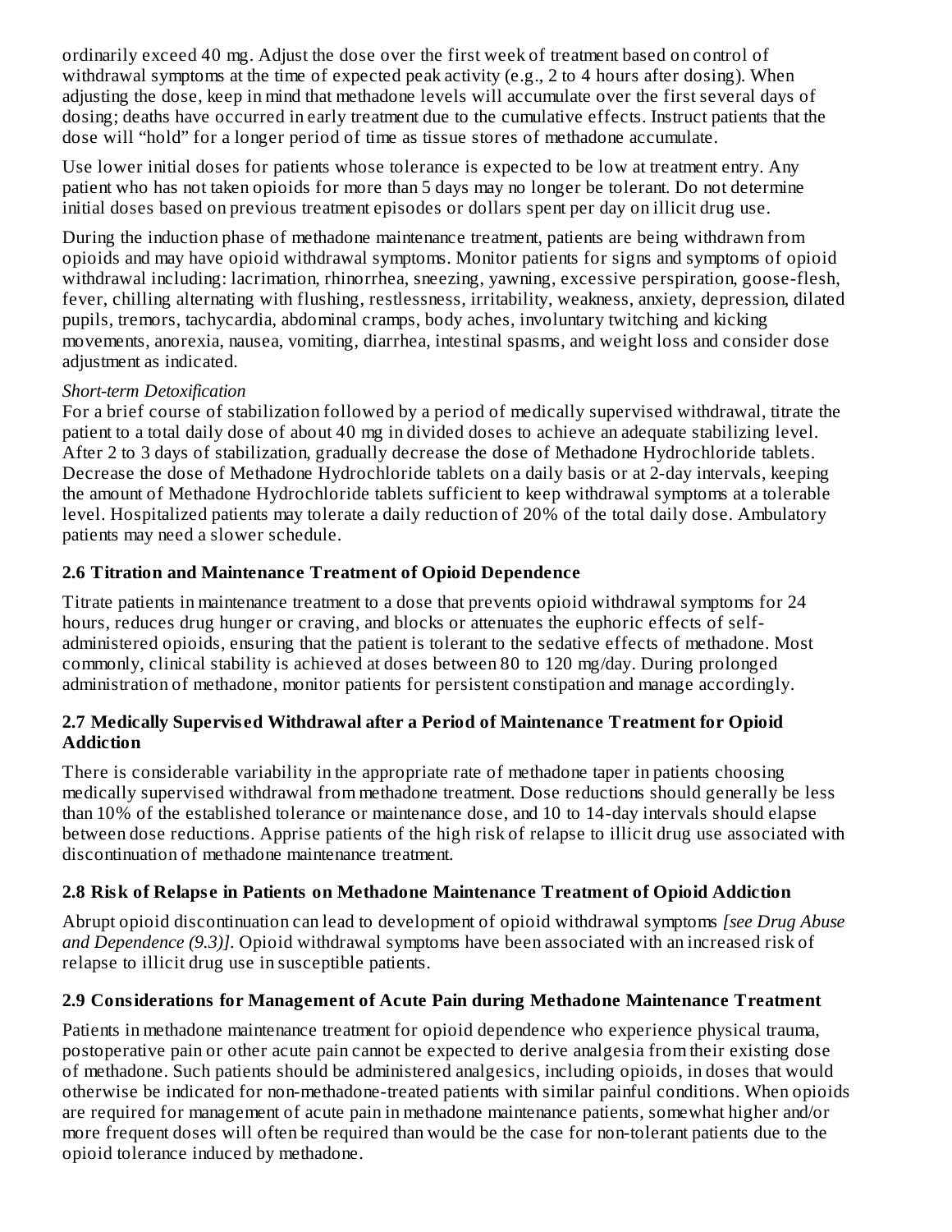ordinarily exceed 40 mg. Adjust the dose over the first week of treatment based on control of withdrawal symptoms at the time of expected peak activity (e.g., 2 to 4 hours after dosing). When adjusting the dose, keep in mind that methadone levels will accumulate over the first several days of dosing; deaths have occurred in early treatment due to the cumulative effects. Instruct patients that the dose will "hold" for a longer period of time as tissue stores of methadone accumulate.

Use lower initial doses for patients whose tolerance is expected to be low at treatment entry. Any patient who has not taken opioids for more than 5 days may no longer be tolerant. Do not determine initial doses based on previous treatment episodes or dollars spent per day on illicit drug use.

During the induction phase of methadone maintenance treatment, patients are being withdrawn from opioids and may have opioid withdrawal symptoms. Monitor patients for signs and symptoms of opioid withdrawal including: lacrimation, rhinorrhea, sneezing, yawning, excessive perspiration, goose-flesh, fever, chilling alternating with flushing, restlessness, irritability, weakness, anxiety, depression, dilated pupils, tremors, tachycardia, abdominal cramps, body aches, involuntary twitching and kicking movements, anorexia, nausea, vomiting, diarrhea, intestinal spasms, and weight loss and consider dose adjustment as indicated.

*Short-term Detoxification*

For a brief course of stabilization followed by a period of medically supervised withdrawal, titrate the patient to a total daily dose of about 40 mg in divided doses to achieve an adequate stabilizing level. After 2 to 3 days of stabilization, gradually decrease the dose of Methadone Hydrochloride tablets. Decrease the dose of Methadone Hydrochloride tablets on a daily basis or at 2-day intervals, keeping the amount of Methadone Hydrochloride tablets sufficient to keep withdrawal symptoms at a tolerable level. Hospitalized patients may tolerate a daily reduction of 20% of the total daily dose. Ambulatory patients may need a slower schedule.

### 2.6 Titration and Maintenance Treatment of Opioid Dependence

Titrate patients in maintenance treatment to a dose that prevents opioid withdrawal symptoms for 24 hours, reduces drug hunger or craving, and blocks or attenuates the euphoric effects of self-administered opioids, ensuring that the patient is tolerant to the sedative effects of methadone. Most commonly, clinical stability is achieved at doses between 80 to 120 mg/day. During prolonged administration of methadone, monitor patients for persistent constipation and manage accordingly.

### 2.7 Medically Supervised Withdrawal after a Period of Maintenance Treatment for Opioid Addiction

There is considerable variability in the appropriate rate of methadone taper in patients choosing medically supervised withdrawal from methadone treatment. Dose reductions should generally be less than 10% of the established tolerance or maintenance dose, and 10 to 14-day intervals should elapse between dose reductions. Apprise patients of the high risk of relapse to illicit drug use associated with discontinuation of methadone maintenance treatment.

### 2.8 Risk of Relapse in Patients on Methadone Maintenance Treatment of Opioid Addiction

Abrupt opioid discontinuation can lead to development of opioid withdrawal symptoms *[see Drug Abuse and Dependence (9.3)]*. Opioid withdrawal symptoms have been associated with an increased risk of relapse to illicit drug use in susceptible patients.

### 2.9 Considerations for Management of Acute Pain during Methadone Maintenance Treatment

Patients in methadone maintenance treatment for opioid dependence who experience physical trauma, postoperative pain or other acute pain cannot be expected to derive analgesia from their existing dose of methadone. Such patients should be administered analgesics, including opioids, in doses that would otherwise be indicated for non-methadone-treated patients with similar painful conditions. When opioids are required for management of acute pain in methadone maintenance patients, somewhat higher and/or more frequent doses will often be required than would be the case for non-tolerant patients due to the opioid tolerance induced by methadone.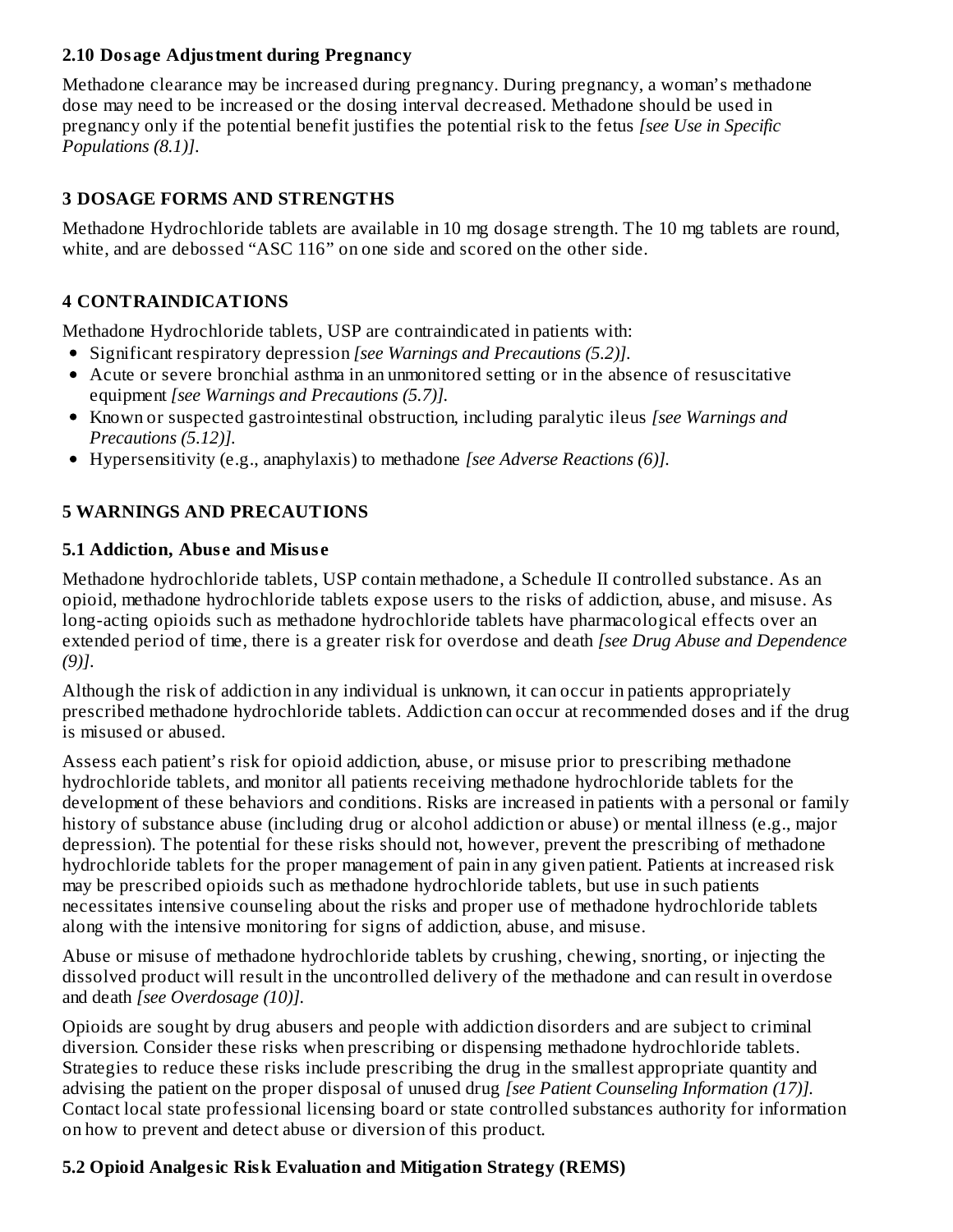### 2.10 Dosage Adjustment during Pregnancy

Methadone clearance may be increased during pregnancy. During pregnancy, a woman's methadone dose may need to be increased or the dosing interval decreased. Methadone should be used in pregnancy only if the potential benefit justifies the potential risk to the fetus *[see Use in Specific Populations (8.1)]*.

## 3 DOSAGE FORMS AND STRENGTHS

Methadone Hydrochloride tablets are available in 10 mg dosage strength. The 10 mg tablets are round, white, and are debossed "ASC 116" on one side and scored on the other side.

## 4 CONTRAINDICATIONS

Methadone Hydrochloride tablets, USP are contraindicated in patients with:

- Significant respiratory depression *[see Warnings and Precautions (5.2)]*.
- Acute or severe bronchial asthma in an unmonitored setting or in the absence of resuscitative equipment *[see Warnings and Precautions (5.7)]*.
- Known or suspected gastrointestinal obstruction, including paralytic ileus *[see Warnings and Precautions (5.12)]*.
- Hypersensitivity (e.g., anaphylaxis) to methadone *[see Adverse Reactions (6)]*.

## 5 WARNINGS AND PRECAUTIONS

### 5.1 Addiction, Abuse and Misuse

Methadone hydrochloride tablets, USP contain methadone, a Schedule II controlled substance. As an opioid, methadone hydrochloride tablets expose users to the risks of addiction, abuse, and misuse. As long-acting opioids such as methadone hydrochloride tablets have pharmacological effects over an extended period of time, there is a greater risk for overdose and death *[see Drug Abuse and Dependence (9)]*.

Although the risk of addiction in any individual is unknown, it can occur in patients appropriately prescribed methadone hydrochloride tablets. Addiction can occur at recommended doses and if the drug is misused or abused.

Assess each patient's risk for opioid addiction, abuse, or misuse prior to prescribing methadone hydrochloride tablets, and monitor all patients receiving methadone hydrochloride tablets for the development of these behaviors and conditions. Risks are increased in patients with a personal or family history of substance abuse (including drug or alcohol addiction or abuse) or mental illness (e.g., major depression). The potential for these risks should not, however, prevent the prescribing of methadone hydrochloride tablets for the proper management of pain in any given patient. Patients at increased risk may be prescribed opioids such as methadone hydrochloride tablets, but use in such patients necessitates intensive counseling about the risks and proper use of methadone hydrochloride tablets along with the intensive monitoring for signs of addiction, abuse, and misuse.

Abuse or misuse of methadone hydrochloride tablets by crushing, chewing, snorting, or injecting the dissolved product will result in the uncontrolled delivery of the methadone and can result in overdose and death *[see Overdosage (10)]*.

Opioids are sought by drug abusers and people with addiction disorders and are subject to criminal diversion. Consider these risks when prescribing or dispensing methadone hydrochloride tablets. Strategies to reduce these risks include prescribing the drug in the smallest appropriate quantity and advising the patient on the proper disposal of unused drug *[see Patient Counseling Information (17)]*. Contact local state professional licensing board or state controlled substances authority for information on how to prevent and detect abuse or diversion of this product.

### 5.2 Opioid Analgesic Risk Evaluation and Mitigation Strategy (REMS)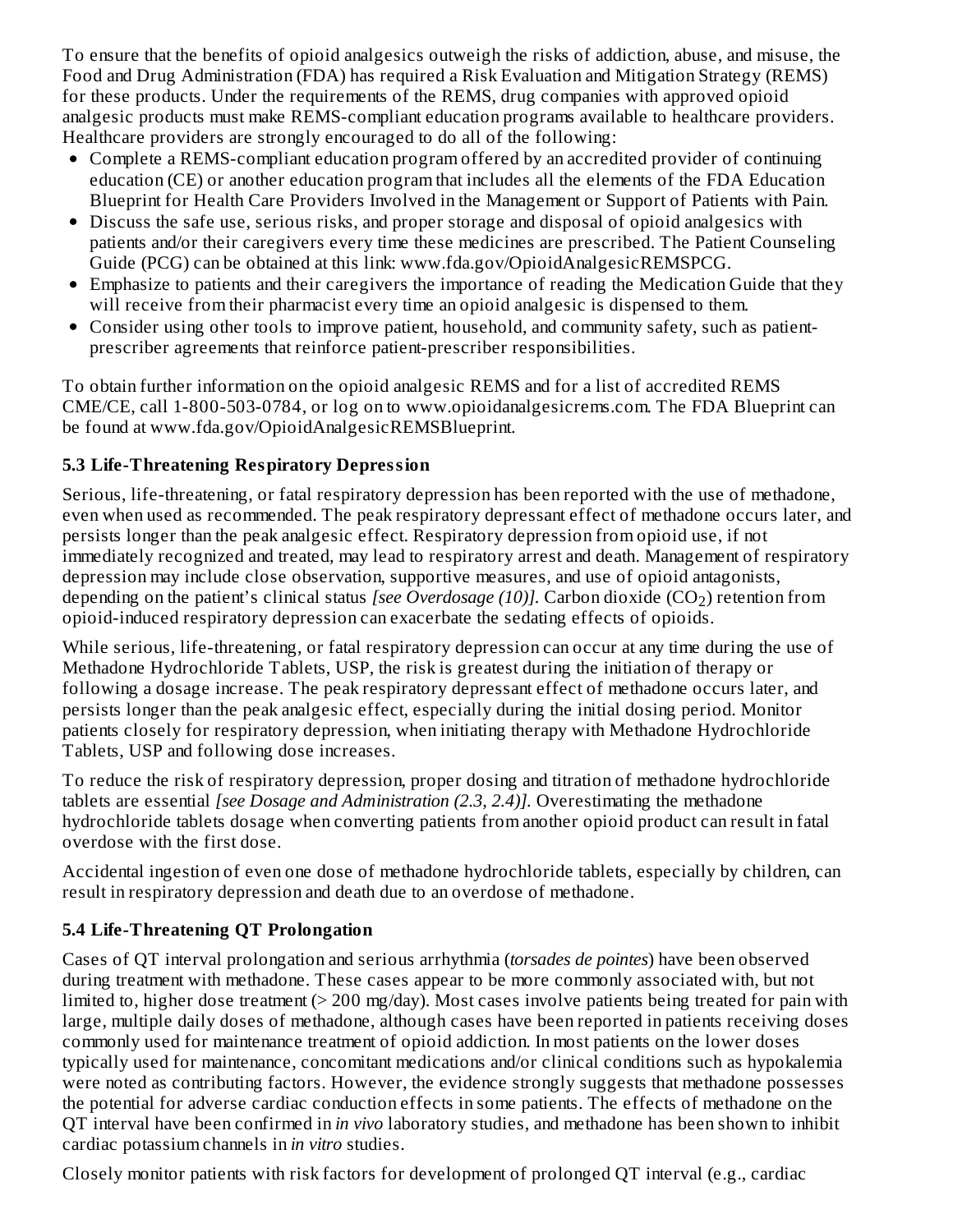To ensure that the benefits of opioid analgesics outweigh the risks of addiction, abuse, and misuse, the Food and Drug Administration (FDA) has required a Risk Evaluation and Mitigation Strategy (REMS) for these products. Under the requirements of the REMS, drug companies with approved opioid analgesic products must make REMS-compliant education programs available to healthcare providers. Healthcare providers are strongly encouraged to do all of the following:

- Complete a REMS-compliant education program offered by an accredited provider of continuing education (CE) or another education program that includes all the elements of the FDA Education Blueprint for Health Care Providers Involved in the Management or Support of Patients with Pain.
- Discuss the safe use, serious risks, and proper storage and disposal of opioid analgesics with patients and/or their caregivers every time these medicines are prescribed. The Patient Counseling Guide (PCG) can be obtained at this link: www.fda.gov/OpioidAnalgesicREMSPCG.
- Emphasize to patients and their caregivers the importance of reading the Medication Guide that they will receive from their pharmacist every time an opioid analgesic is dispensed to them.
- Consider using other tools to improve patient, household, and community safety, such as patient-prescriber agreements that reinforce patient-prescriber responsibilities.

To obtain further information on the opioid analgesic REMS and for a list of accredited REMS CME/CE, call 1-800-503-0784, or log on to www.opioidanalgesicrems.com. The FDA Blueprint can be found at www.fda.gov/OpioidAnalgesicREMSBlueprint.

### 5.3 Life-Threatening Respiratory Depression

Serious, life-threatening, or fatal respiratory depression has been reported with the use of methadone, even when used as recommended. The peak respiratory depressant effect of methadone occurs later, and persists longer than the peak analgesic effect. Respiratory depression from opioid use, if not immediately recognized and treated, may lead to respiratory arrest and death. Management of respiratory depression may include close observation, supportive measures, and use of opioid antagonists, depending on the patient's clinical status *[see Overdosage (10)]*. Carbon dioxide ($CO_2$) retention from opioid-induced respiratory depression can exacerbate the sedating effects of opioids.

While serious, life-threatening, or fatal respiratory depression can occur at any time during the use of Methadone Hydrochloride Tablets, USP, the risk is greatest during the initiation of therapy or following a dosage increase. The peak respiratory depressant effect of methadone occurs later, and persists longer than the peak analgesic effect, especially during the initial dosing period. Monitor patients closely for respiratory depression, when initiating therapy with Methadone Hydrochloride Tablets, USP and following dose increases.

To reduce the risk of respiratory depression, proper dosing and titration of methadone hydrochloride tablets are essential *[see Dosage and Administration (2.3, 2.4)]*. Overestimating the methadone hydrochloride tablets dosage when converting patients from another opioid product can result in fatal overdose with the first dose.

Accidental ingestion of even one dose of methadone hydrochloride tablets, especially by children, can result in respiratory depression and death due to an overdose of methadone.

### 5.4 Life-Threatening QT Prolongation

Cases of QT interval prolongation and serious arrhythmia (*torsades de pointes*) have been observed during treatment with methadone. These cases appear to be more commonly associated with, but not limited to, higher dose treatment (> 200 mg/day). Most cases involve patients being treated for pain with large, multiple daily doses of methadone, although cases have been reported in patients receiving doses commonly used for maintenance treatment of opioid addiction. In most patients on the lower doses typically used for maintenance, concomitant medications and/or clinical conditions such as hypokalemia were noted as contributing factors. However, the evidence strongly suggests that methadone possesses the potential for adverse cardiac conduction effects in some patients. The effects of methadone on the QT interval have been confirmed in *in vivo* laboratory studies, and methadone has been shown to inhibit cardiac potassium channels in *in vitro* studies.

Closely monitor patients with risk factors for development of prolonged QT interval (e.g., cardiac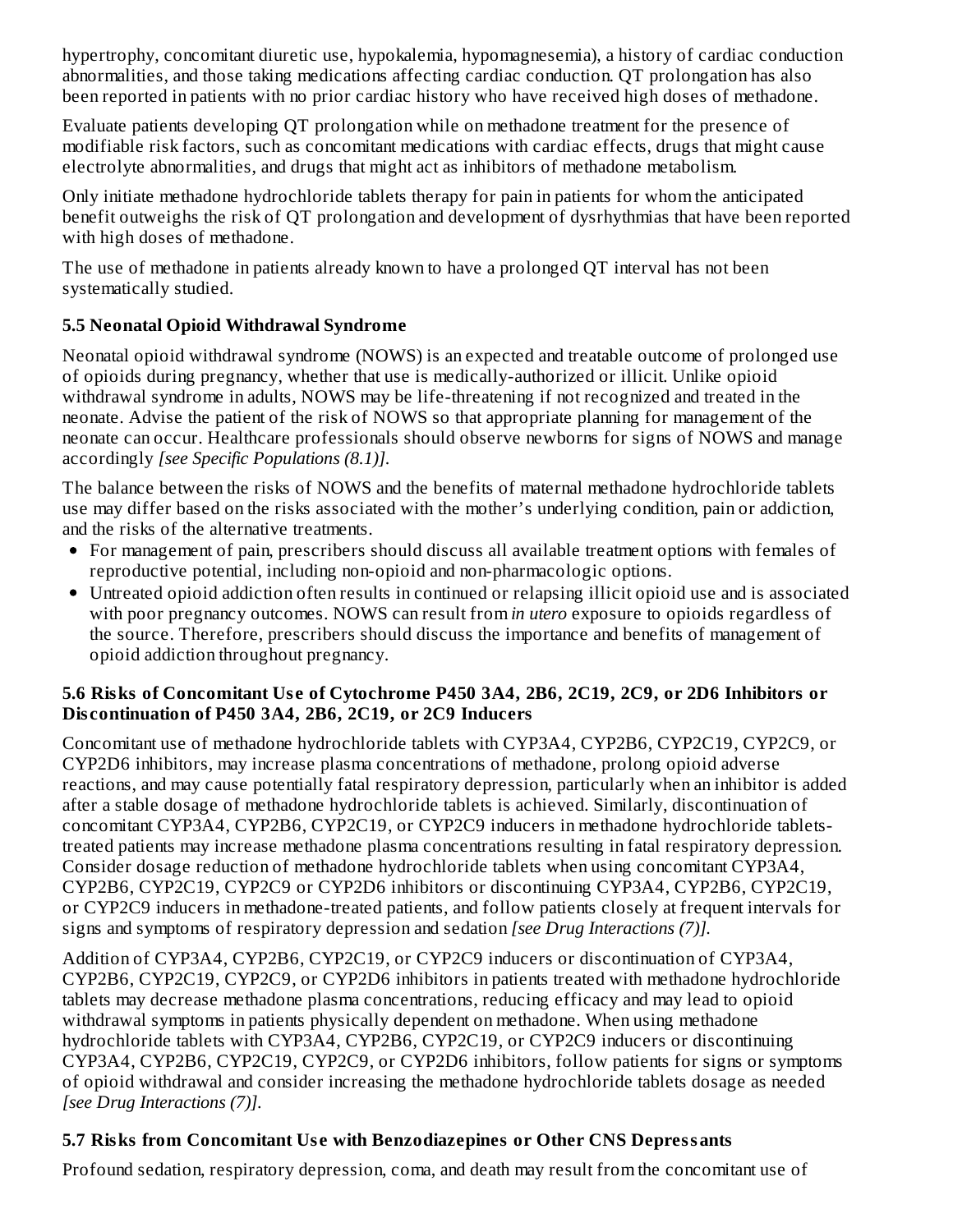hypertrophy, concomitant diuretic use, hypokalemia, hypomagnesemia), a history of cardiac conduction abnormalities, and those taking medications affecting cardiac conduction. QT prolongation has also been reported in patients with no prior cardiac history who have received high doses of methadone.

Evaluate patients developing QT prolongation while on methadone treatment for the presence of modifiable risk factors, such as concomitant medications with cardiac effects, drugs that might cause electrolyte abnormalities, and drugs that might act as inhibitors of methadone metabolism.

Only initiate methadone hydrochloride tablets therapy for pain in patients for whom the anticipated benefit outweighs the risk of QT prolongation and development of dysrhythmias that have been reported with high doses of methadone.

The use of methadone in patients already known to have a prolonged QT interval has not been systematically studied.

### 5.5 Neonatal Opioid Withdrawal Syndrome

Neonatal opioid withdrawal syndrome (NOWS) is an expected and treatable outcome of prolonged use of opioids during pregnancy, whether that use is medically-authorized or illicit. Unlike opioid withdrawal syndrome in adults, NOWS may be life-threatening if not recognized and treated in the neonate. Advise the patient of the risk of NOWS so that appropriate planning for management of the neonate can occur. Healthcare professionals should observe newborns for signs of NOWS and manage accordingly *[see Specific Populations (8.1)]*.

The balance between the risks of NOWS and the benefits of maternal methadone hydrochloride tablets use may differ based on the risks associated with the mother's underlying condition, pain or addiction, and the risks of the alternative treatments.

- For management of pain, prescribers should discuss all available treatment options with females of reproductive potential, including non-opioid and non-pharmacologic options.
- Untreated opioid addiction often results in continued or relapsing illicit opioid use and is associated with poor pregnancy outcomes. NOWS can result from *in utero* exposure to opioids regardless of the source. Therefore, prescribers should discuss the importance and benefits of management of opioid addiction throughout pregnancy.

### 5.6 Risks of Concomitant Use of Cytochrome P450 3A4, 2B6, 2C19, 2C9, or 2D6 Inhibitors or Discontinuation of P450 3A4, 2B6, 2C19, or 2C9 Inducers

Concomitant use of methadone hydrochloride tablets with CYP3A4, CYP2B6, CYP2C19, CYP2C9, or CYP2D6 inhibitors, may increase plasma concentrations of methadone, prolong opioid adverse reactions, and may cause potentially fatal respiratory depression, particularly when an inhibitor is added after a stable dosage of methadone hydrochloride tablets is achieved. Similarly, discontinuation of concomitant CYP3A4, CYP2B6, CYP2C19, or CYP2C9 inducers in methadone hydrochloride tablets-treated patients may increase methadone plasma concentrations resulting in fatal respiratory depression. Consider dosage reduction of methadone hydrochloride tablets when using concomitant CYP3A4, CYP2B6, CYP2C19, CYP2C9 or CYP2D6 inhibitors or discontinuing CYP3A4, CYP2B6, CYP2C19, or CYP2C9 inducers in methadone-treated patients, and follow patients closely at frequent intervals for signs and symptoms of respiratory depression and sedation *[see Drug Interactions (7)]*.

Addition of CYP3A4, CYP2B6, CYP2C19, or CYP2C9 inducers or discontinuation of CYP3A4, CYP2B6, CYP2C19, CYP2C9, or CYP2D6 inhibitors in patients treated with methadone hydrochloride tablets may decrease methadone plasma concentrations, reducing efficacy and may lead to opioid withdrawal symptoms in patients physically dependent on methadone. When using methadone hydrochloride tablets with CYP3A4, CYP2B6, CYP2C19, or CYP2C9 inducers or discontinuing CYP3A4, CYP2B6, CYP2C19, CYP2C9, or CYP2D6 inhibitors, follow patients for signs or symptoms of opioid withdrawal and consider increasing the methadone hydrochloride tablets dosage as needed *[see Drug Interactions (7)]*.

### 5.7 Risks from Concomitant Use with Benzodiazepines or Other CNS Depressants

Profound sedation, respiratory depression, coma, and death may result from the concomitant use of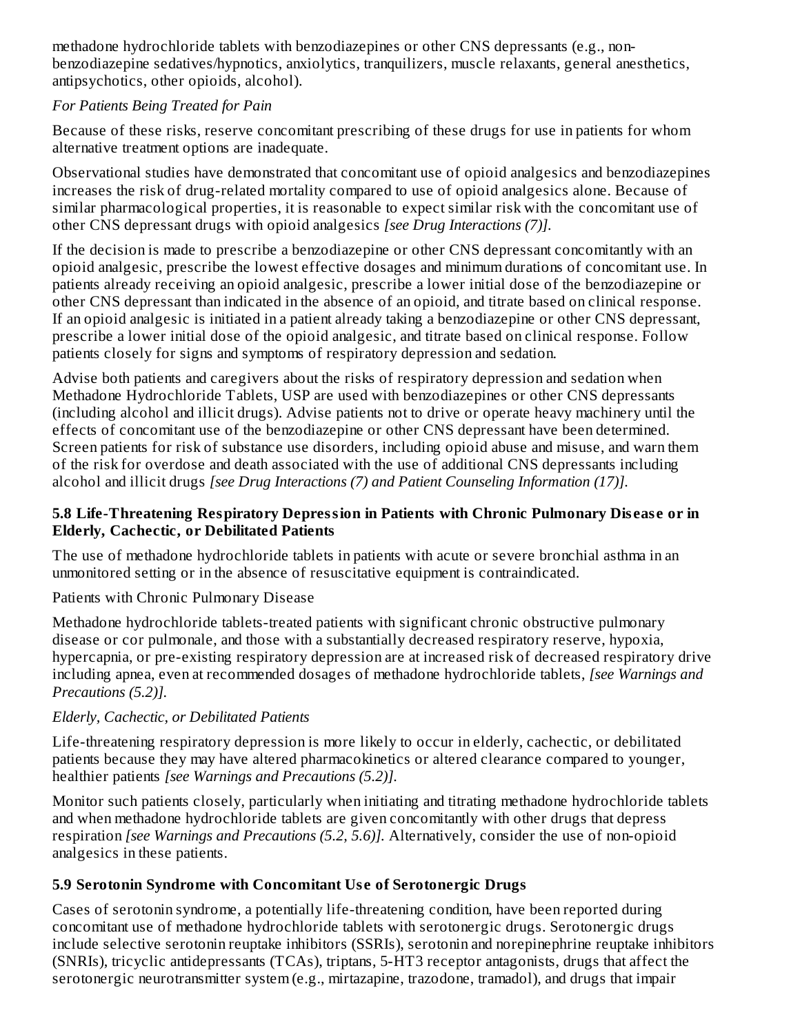methadone hydrochloride tablets with benzodiazepines or other CNS depressants (e.g., non-benzodiazepine sedatives/hypnotics, anxiolytics, tranquilizers, muscle relaxants, general anesthetics, antipsychotics, other opioids, alcohol).

*For Patients Being Treated for Pain*

Because of these risks, reserve concomitant prescribing of these drugs for use in patients for whom alternative treatment options are inadequate.

Observational studies have demonstrated that concomitant use of opioid analgesics and benzodiazepines increases the risk of drug-related mortality compared to use of opioid analgesics alone. Because of similar pharmacological properties, it is reasonable to expect similar risk with the concomitant use of other CNS depressant drugs with opioid analgesics *[see Drug Interactions (7)].*

If the decision is made to prescribe a benzodiazepine or other CNS depressant concomitantly with an opioid analgesic, prescribe the lowest effective dosages and minimum durations of concomitant use. In patients already receiving an opioid analgesic, prescribe a lower initial dose of the benzodiazepine or other CNS depressant than indicated in the absence of an opioid, and titrate based on clinical response. If an opioid analgesic is initiated in a patient already taking a benzodiazepine or other CNS depressant, prescribe a lower initial dose of the opioid analgesic, and titrate based on clinical response. Follow patients closely for signs and symptoms of respiratory depression and sedation.

Advise both patients and caregivers about the risks of respiratory depression and sedation when Methadone Hydrochloride Tablets, USP are used with benzodiazepines or other CNS depressants (including alcohol and illicit drugs). Advise patients not to drive or operate heavy machinery until the effects of concomitant use of the benzodiazepine or other CNS depressant have been determined. Screen patients for risk of substance use disorders, including opioid abuse and misuse, and warn them of the risk for overdose and death associated with the use of additional CNS depressants including alcohol and illicit drugs *[see Drug Interactions (7) and Patient Counseling Information (17)].*

### 5.8 Life-Threatening Respiratory Depression in Patients with Chronic Pulmonary Disease or in Elderly, Cachectic, or Debilitated Patients

The use of methadone hydrochloride tablets in patients with acute or severe bronchial asthma in an unmonitored setting or in the absence of resuscitative equipment is contraindicated.

Patients with Chronic Pulmonary Disease

Methadone hydrochloride tablets-treated patients with significant chronic obstructive pulmonary disease or cor pulmonale, and those with a substantially decreased respiratory reserve, hypoxia, hypercapnia, or pre-existing respiratory depression are at increased risk of decreased respiratory drive including apnea, even at recommended dosages of methadone hydrochloride tablets, *[see Warnings and Precautions (5.2)].*

*Elderly, Cachectic, or Debilitated Patients*

Life-threatening respiratory depression is more likely to occur in elderly, cachectic, or debilitated patients because they may have altered pharmacokinetics or altered clearance compared to younger, healthier patients *[see Warnings and Precautions (5.2)].*

Monitor such patients closely, particularly when initiating and titrating methadone hydrochloride tablets and when methadone hydrochloride tablets are given concomitantly with other drugs that depress respiration *[see Warnings and Precautions (5.2, 5.6)].* Alternatively, consider the use of non-opioid analgesics in these patients.

### 5.9 Serotonin Syndrome with Concomitant Use of Serotonergic Drugs

Cases of serotonin syndrome, a potentially life-threatening condition, have been reported during concomitant use of methadone hydrochloride tablets with serotonergic drugs. Serotonergic drugs include selective serotonin reuptake inhibitors (SSRIs), serotonin and norepinephrine reuptake inhibitors (SNRIs), tricyclic antidepressants (TCAs), triptans, 5-HT3 receptor antagonists, drugs that affect the serotonergic neurotransmitter system (e.g., mirtazapine, trazodone, tramadol), and drugs that impair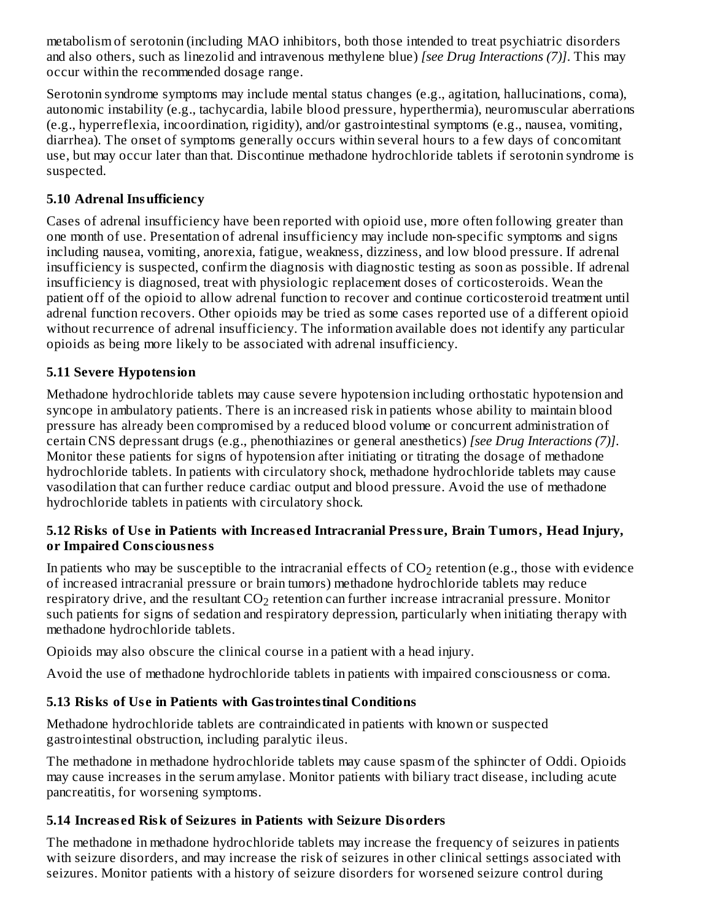metabolism of serotonin (including MAO inhibitors, both those intended to treat psychiatric disorders and also others, such as linezolid and intravenous methylene blue) *[see Drug Interactions (7)]*. This may occur within the recommended dosage range.

Serotonin syndrome symptoms may include mental status changes (e.g., agitation, hallucinations, coma), autonomic instability (e.g., tachycardia, labile blood pressure, hyperthermia), neuromuscular aberrations (e.g., hyperreflexia, incoordination, rigidity), and/or gastrointestinal symptoms (e.g., nausea, vomiting, diarrhea). The onset of symptoms generally occurs within several hours to a few days of concomitant use, but may occur later than that. Discontinue methadone hydrochloride tablets if serotonin syndrome is suspected.

### 5.10 Adrenal Insufficiency

Cases of adrenal insufficiency have been reported with opioid use, more often following greater than one month of use. Presentation of adrenal insufficiency may include non-specific symptoms and signs including nausea, vomiting, anorexia, fatigue, weakness, dizziness, and low blood pressure. If adrenal insufficiency is suspected, confirm the diagnosis with diagnostic testing as soon as possible. If adrenal insufficiency is diagnosed, treat with physiologic replacement doses of corticosteroids. Wean the patient off of the opioid to allow adrenal function to recover and continue corticosteroid treatment until adrenal function recovers. Other opioids may be tried as some cases reported use of a different opioid without recurrence of adrenal insufficiency. The information available does not identify any particular opioids as being more likely to be associated with adrenal insufficiency.

### 5.11 Severe Hypotension

Methadone hydrochloride tablets may cause severe hypotension including orthostatic hypotension and syncope in ambulatory patients. There is an increased risk in patients whose ability to maintain blood pressure has already been compromised by a reduced blood volume or concurrent administration of certain CNS depressant drugs (e.g., phenothiazines or general anesthetics) *[see Drug Interactions (7)]*. Monitor these patients for signs of hypotension after initiating or titrating the dosage of methadone hydrochloride tablets. In patients with circulatory shock, methadone hydrochloride tablets may cause vasodilation that can further reduce cardiac output and blood pressure. Avoid the use of methadone hydrochloride tablets in patients with circulatory shock.

### 5.12 Risks of Use in Patients with Increased Intracranial Pressure, Brain Tumors, Head Injury, or Impaired Consciousness

In patients who may be susceptible to the intracranial effects of $CO_2$ retention (e.g., those with evidence of increased intracranial pressure or brain tumors) methadone hydrochloride tablets may reduce respiratory drive, and the resultant $CO_2$ retention can further increase intracranial pressure. Monitor such patients for signs of sedation and respiratory depression, particularly when initiating therapy with methadone hydrochloride tablets.

Opioids may also obscure the clinical course in a patient with a head injury.

Avoid the use of methadone hydrochloride tablets in patients with impaired consciousness or coma.

### 5.13 Risks of Use in Patients with Gastrointestinal Conditions

Methadone hydrochloride tablets are contraindicated in patients with known or suspected gastrointestinal obstruction, including paralytic ileus.

The methadone in methadone hydrochloride tablets may cause spasm of the sphincter of Oddi. Opioids may cause increases in the serum amylase. Monitor patients with biliary tract disease, including acute pancreatitis, for worsening symptoms.

### 5.14 Increased Risk of Seizures in Patients with Seizure Disorders

The methadone in methadone hydrochloride tablets may increase the frequency of seizures in patients with seizure disorders, and may increase the risk of seizures in other clinical settings associated with seizures. Monitor patients with a history of seizure disorders for worsened seizure control during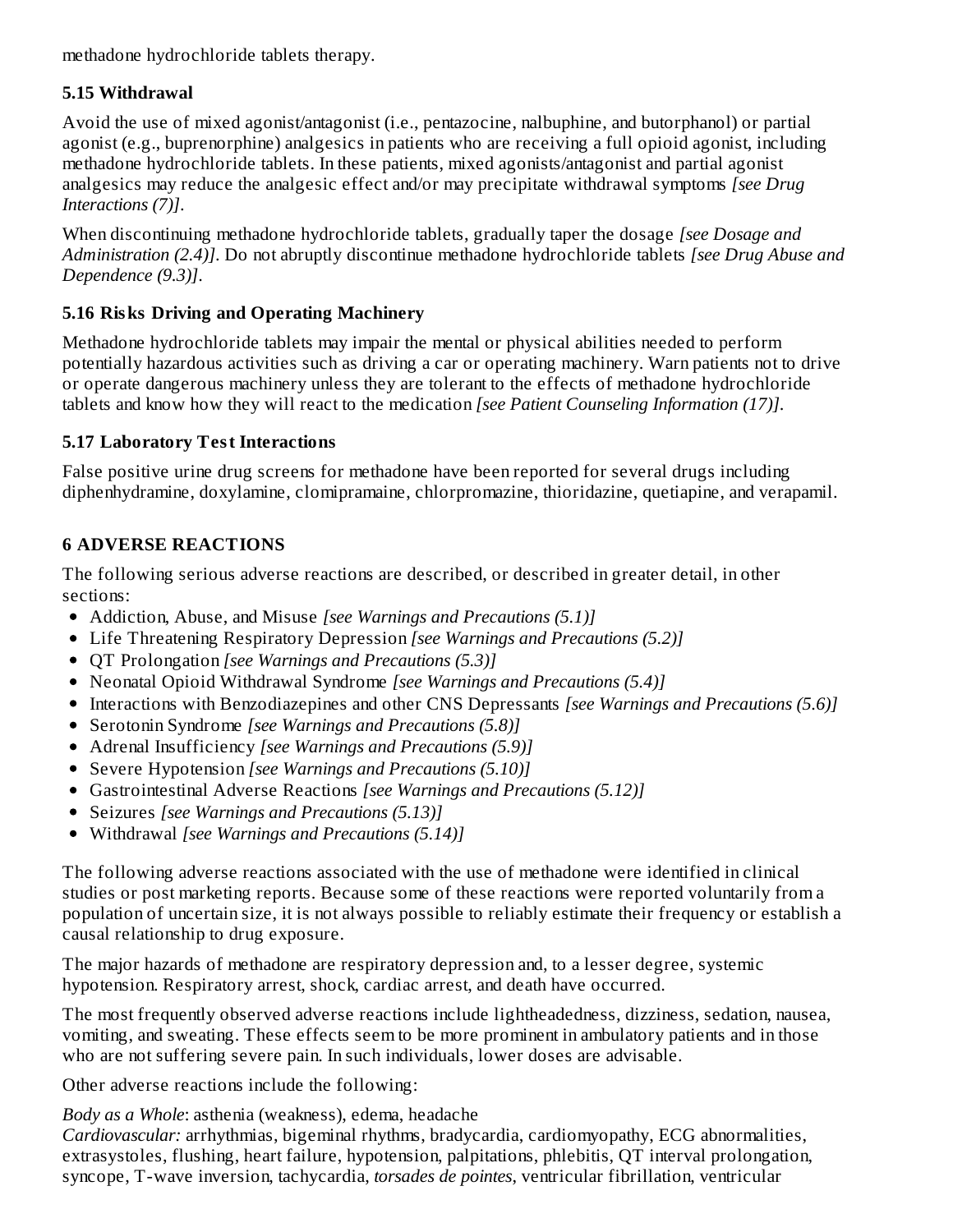methadone hydrochloride tablets therapy.

### 5.15 Withdrawal

Avoid the use of mixed agonist/antagonist (i.e., pentazocine, nalbuphine, and butorphanol) or partial agonist (e.g., buprenorphine) analgesics in patients who are receiving a full opioid agonist, including methadone hydrochloride tablets. In these patients, mixed agonists/antagonist and partial agonist analgesics may reduce the analgesic effect and/or may precipitate withdrawal symptoms *[see Drug Interactions (7)]*.

When discontinuing methadone hydrochloride tablets, gradually taper the dosage *[see Dosage and Administration (2.4)]*. Do not abruptly discontinue methadone hydrochloride tablets *[see Drug Abuse and Dependence (9.3)]*.

### 5.16 Risks Driving and Operating Machinery

Methadone hydrochloride tablets may impair the mental or physical abilities needed to perform potentially hazardous activities such as driving a car or operating machinery. Warn patients not to drive or operate dangerous machinery unless they are tolerant to the effects of methadone hydrochloride tablets and know how they will react to the medication *[see Patient Counseling Information (17)]*.

### 5.17 Laboratory Test Interactions

False positive urine drug screens for methadone have been reported for several drugs including diphenhydramine, doxylamine, clomipramaine, chlorpromazine, thioridazine, quetiapine, and verapamil.

## 6 ADVERSE REACTIONS

The following serious adverse reactions are described, or described in greater detail, in other sections:

- Addiction, Abuse, and Misuse *[see Warnings and Precautions (5.1)]*
- Life Threatening Respiratory Depression *[see Warnings and Precautions (5.2)]*
- QT Prolongation *[see Warnings and Precautions (5.3)]*
- Neonatal Opioid Withdrawal Syndrome *[see Warnings and Precautions (5.4)]*
- Interactions with Benzodiazepines and other CNS Depressants *[see Warnings and Precautions (5.6)]*
- Serotonin Syndrome *[see Warnings and Precautions (5.8)]*
- Adrenal Insufficiency *[see Warnings and Precautions (5.9)]*
- Severe Hypotension *[see Warnings and Precautions (5.10)]*
- Gastrointestinal Adverse Reactions *[see Warnings and Precautions (5.12)]*
- Seizures *[see Warnings and Precautions (5.13)]*
- Withdrawal *[see Warnings and Precautions (5.14)]*

The following adverse reactions associated with the use of methadone were identified in clinical studies or post marketing reports. Because some of these reactions were reported voluntarily from a population of uncertain size, it is not always possible to reliably estimate their frequency or establish a causal relationship to drug exposure.

The major hazards of methadone are respiratory depression and, to a lesser degree, systemic hypotension. Respiratory arrest, shock, cardiac arrest, and death have occurred.

The most frequently observed adverse reactions include lightheadedness, dizziness, sedation, nausea, vomiting, and sweating. These effects seem to be more prominent in ambulatory patients and in those who are not suffering severe pain. In such individuals, lower doses are advisable.

Other adverse reactions include the following:

*Body as a Whole*: asthenia (weakness), edema, headache
*Cardiovascular:* arrhythmias, bigeminal rhythms, bradycardia, cardiomyopathy, ECG abnormalities, extrasystoles, flushing, heart failure, hypotension, palpitations, phlebitis, QT interval prolongation, syncope, T-wave inversion, tachycardia, *torsades de pointes*, ventricular fibrillation, ventricular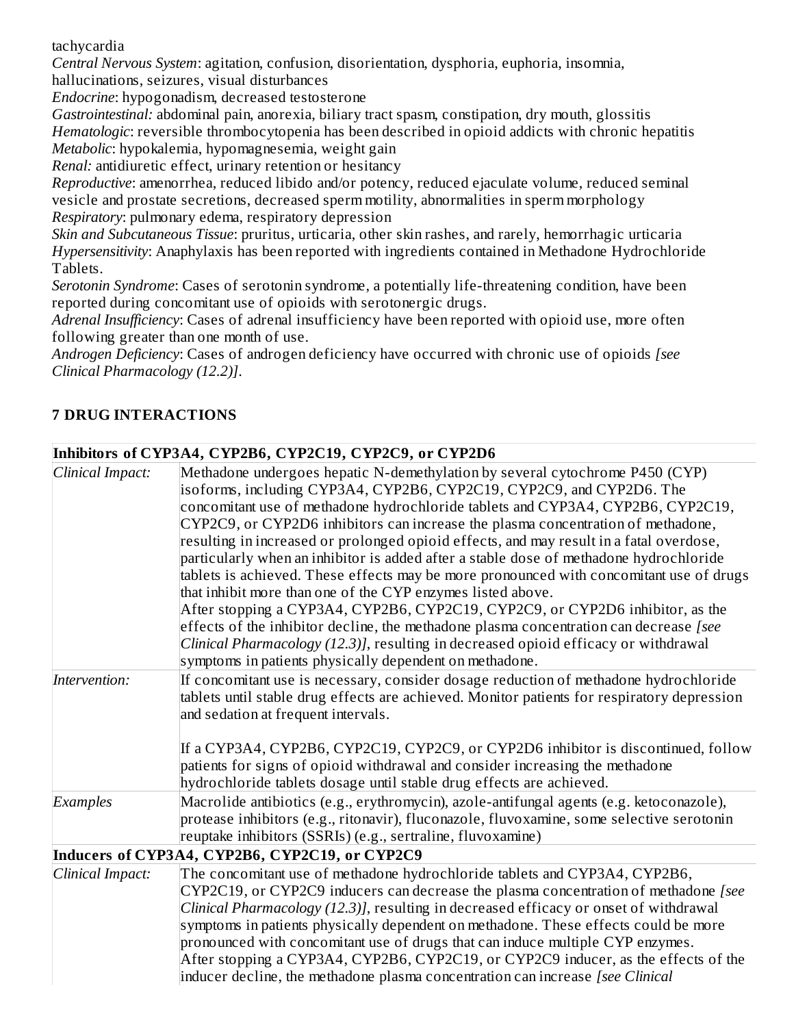tachycardia

*Central Nervous System*: agitation, confusion, disorientation, dysphoria, euphoria, insomnia, hallucinations, seizures, visual disturbances

*Endocrine*: hypogonadism, decreased testosterone

*Gastrointestinal:* abdominal pain, anorexia, biliary tract spasm, constipation, dry mouth, glossitis

*Hematologic*: reversible thrombocytopenia has been described in opioid addicts with chronic hepatitis

*Metabolic*: hypokalemia, hypomagnesemia, weight gain

*Renal:* antidiuretic effect, urinary retention or hesitancy

*Reproductive*: amenorrhea, reduced libido and/or potency, reduced ejaculate volume, reduced seminal vesicle and prostate secretions, decreased sperm motility, abnormalities in sperm morphology

*Respiratory*: pulmonary edema, respiratory depression

*Skin and Subcutaneous Tissue*: pruritus, urticaria, other skin rashes, and rarely, hemorrhagic urticaria

*Hypersensitivity*: Anaphylaxis has been reported with ingredients contained in Methadone Hydrochloride Tablets.

*Serotonin Syndrome*: Cases of serotonin syndrome, a potentially life-threatening condition, have been reported during concomitant use of opioids with serotonergic drugs.

*Adrenal Insufficiency*: Cases of adrenal insufficiency have been reported with opioid use, more often following greater than one month of use.

*Androgen Deficiency*: Cases of androgen deficiency have occurred with chronic use of opioids *[see Clinical Pharmacology (12.2)]*.

## 7 DRUG INTERACTIONS

| **Inhibitors of CYP3A4, CYP2B6, CYP2C19, CYP2C9, or CYP2D6** | |
|---|---|
| *Clinical Impact:* | Methadone undergoes hepatic N-demethylation by several cytochrome P450 (CYP) isoforms, including CYP3A4, CYP2B6, CYP2C19, CYP2C9, and CYP2D6. The concomitant use of methadone hydrochloride tablets and CYP3A4, CYP2B6, CYP2C19, CYP2C9, or CYP2D6 inhibitors can increase the plasma concentration of methadone, resulting in increased or prolonged opioid effects, and may result in a fatal overdose, particularly when an inhibitor is added after a stable dose of methadone hydrochloride tablets is achieved. These effects may be more pronounced with concomitant use of drugs that inhibit more than one of the CYP enzymes listed above.<br>After stopping a CYP3A4, CYP2B6, CYP2C19, CYP2C9, or CYP2D6 inhibitor, as the effects of the inhibitor decline, the methadone plasma concentration can decrease *[see Clinical Pharmacology (12.3)]*, resulting in decreased opioid efficacy or withdrawal symptoms in patients physically dependent on methadone. |
| *Intervention:* | If concomitant use is necessary, consider dosage reduction of methadone hydrochloride tablets until stable drug effects are achieved. Monitor patients for respiratory depression and sedation at frequent intervals.<br><br>If a CYP3A4, CYP2B6, CYP2C19, CYP2C9, or CYP2D6 inhibitor is discontinued, follow patients for signs of opioid withdrawal and consider increasing the methadone hydrochloride tablets dosage until stable drug effects are achieved. |
| *Examples* | Macrolide antibiotics (e.g., erythromycin), azole-antifungal agents (e.g. ketoconazole), protease inhibitors (e.g., ritonavir), fluconazole, fluvoxamine, some selective serotonin reuptake inhibitors (SSRIs) (e.g., sertraline, fluvoxamine) |
| **Inducers of CYP3A4, CYP2B6, CYP2C19, or CYP2C9** | |
| *Clinical Impact:* | The concomitant use of methadone hydrochloride tablets and CYP3A4, CYP2B6, CYP2C19, or CYP2C9 inducers can decrease the plasma concentration of methadone *[see Clinical Pharmacology (12.3)]*, resulting in decreased efficacy or onset of withdrawal symptoms in patients physically dependent on methadone. These effects could be more pronounced with concomitant use of drugs that can induce multiple CYP enzymes.<br>After stopping a CYP3A4, CYP2B6, CYP2C19, or CYP2C9 inducer, as the effects of the inducer decline, the methadone plasma concentration can increase *[see Clinical* |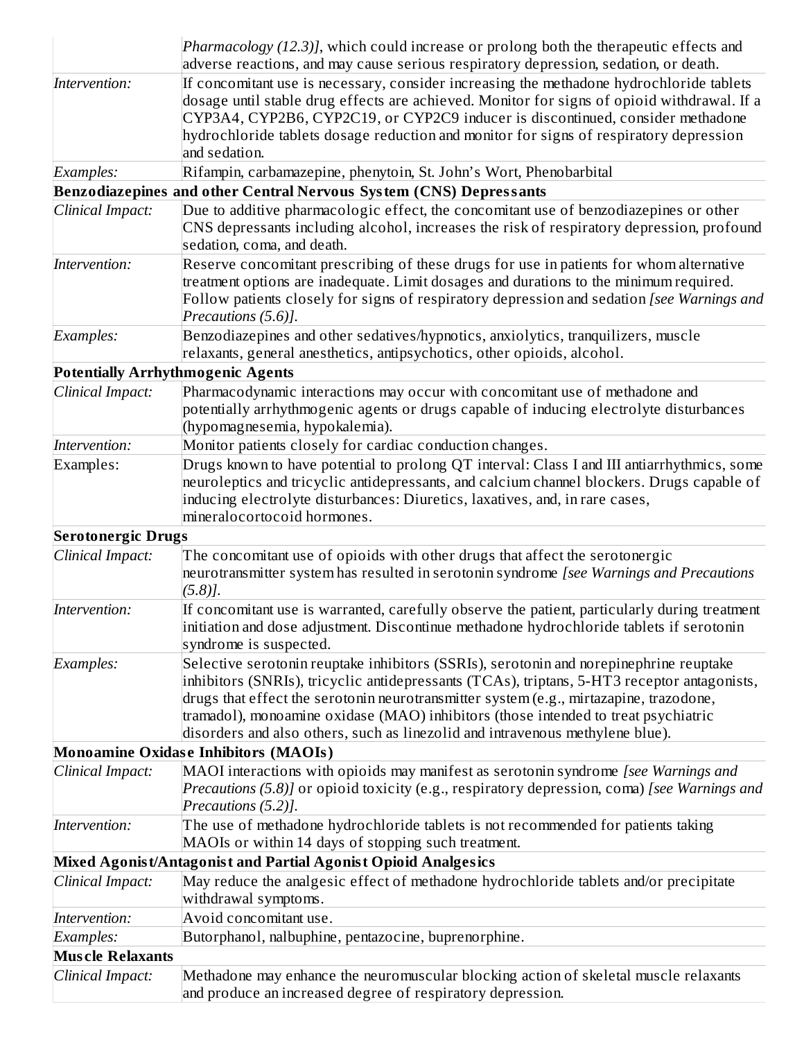| | |
|---|---|
| | *Pharmacology (12.3)]*, which could increase or prolong both the therapeutic effects and adverse reactions, and may cause serious respiratory depression, sedation, or death. |
| *Intervention:* | If concomitant use is necessary, consider increasing the methadone hydrochloride tablets dosage until stable drug effects are achieved. Monitor for signs of opioid withdrawal. If a CYP3A4, CYP2B6, CYP2C19, or CYP2C9 inducer is discontinued, consider methadone hydrochloride tablets dosage reduction and monitor for signs of respiratory depression and sedation. |
| *Examples:* | Rifampin, carbamazepine, phenytoin, St. John's Wort, Phenobarbital |
| **Benzodiazepines and other Central Nervous System (CNS) Depressants** | |
| *Clinical Impact:* | Due to additive pharmacologic effect, the concomitant use of benzodiazepines or other CNS depressants including alcohol, increases the risk of respiratory depression, profound sedation, coma, and death. |
| *Intervention:* | Reserve concomitant prescribing of these drugs for use in patients for whom alternative treatment options are inadequate. Limit dosages and durations to the minimum required. Follow patients closely for signs of respiratory depression and sedation *[see Warnings and Precautions (5.6)]*. |
| *Examples:* | Benzodiazepines and other sedatives/hypnotics, anxiolytics, tranquilizers, muscle relaxants, general anesthetics, antipsychotics, other opioids, alcohol. |
| **Potentially Arrhythmogenic Agents** | |
| *Clinical Impact:* | Pharmacodynamic interactions may occur with concomitant use of methadone and potentially arrhythmogenic agents or drugs capable of inducing electrolyte disturbances (hypomagnesemia, hypokalemia). |
| *Intervention:* | Monitor patients closely for cardiac conduction changes. |
| Examples: | Drugs known to have potential to prolong QT interval: Class I and III antiarrhythmics, some neuroleptics and tricyclic antidepressants, and calcium channel blockers. Drugs capable of inducing electrolyte disturbances: Diuretics, laxatives, and, in rare cases, mineralocortocoid hormones. |
| **Serotonergic Drugs** | |
| *Clinical Impact:* | The concomitant use of opioids with other drugs that affect the serotonergic neurotransmitter system has resulted in serotonin syndrome *[see Warnings and Precautions (5.8)]*. |
| *Intervention:* | If concomitant use is warranted, carefully observe the patient, particularly during treatment initiation and dose adjustment. Discontinue methadone hydrochloride tablets if serotonin syndrome is suspected. |
| *Examples:* | Selective serotonin reuptake inhibitors (SSRIs), serotonin and norepinephrine reuptake inhibitors (SNRIs), tricyclic antidepressants (TCAs), triptans, 5-HT3 receptor antagonists, drugs that effect the serotonin neurotransmitter system (e.g., mirtazapine, trazodone, tramadol), monoamine oxidase (MAO) inhibitors (those intended to treat psychiatric disorders and also others, such as linezolid and intravenous methylene blue). |
| **Monoamine Oxidase Inhibitors (MAOIs)** | |
| *Clinical Impact:* | MAOI interactions with opioids may manifest as serotonin syndrome *[see Warnings and Precautions (5.8)]* or opioid toxicity (e.g., respiratory depression, coma) *[see Warnings and Precautions (5.2)]*. |
| *Intervention:* | The use of methadone hydrochloride tablets is not recommended for patients taking MAOIs or within 14 days of stopping such treatment. |
| **Mixed Agonist/Antagonist and Partial Agonist Opioid Analgesics** | |
| *Clinical Impact:* | May reduce the analgesic effect of methadone hydrochloride tablets and/or precipitate withdrawal symptoms. |
| *Intervention:* | Avoid concomitant use. |
| *Examples:* | Butorphanol, nalbuphine, pentazocine, buprenorphine. |
| **Muscle Relaxants** | |
| *Clinical Impact:* | Methadone may enhance the neuromuscular blocking action of skeletal muscle relaxants and produce an increased degree of respiratory depression. |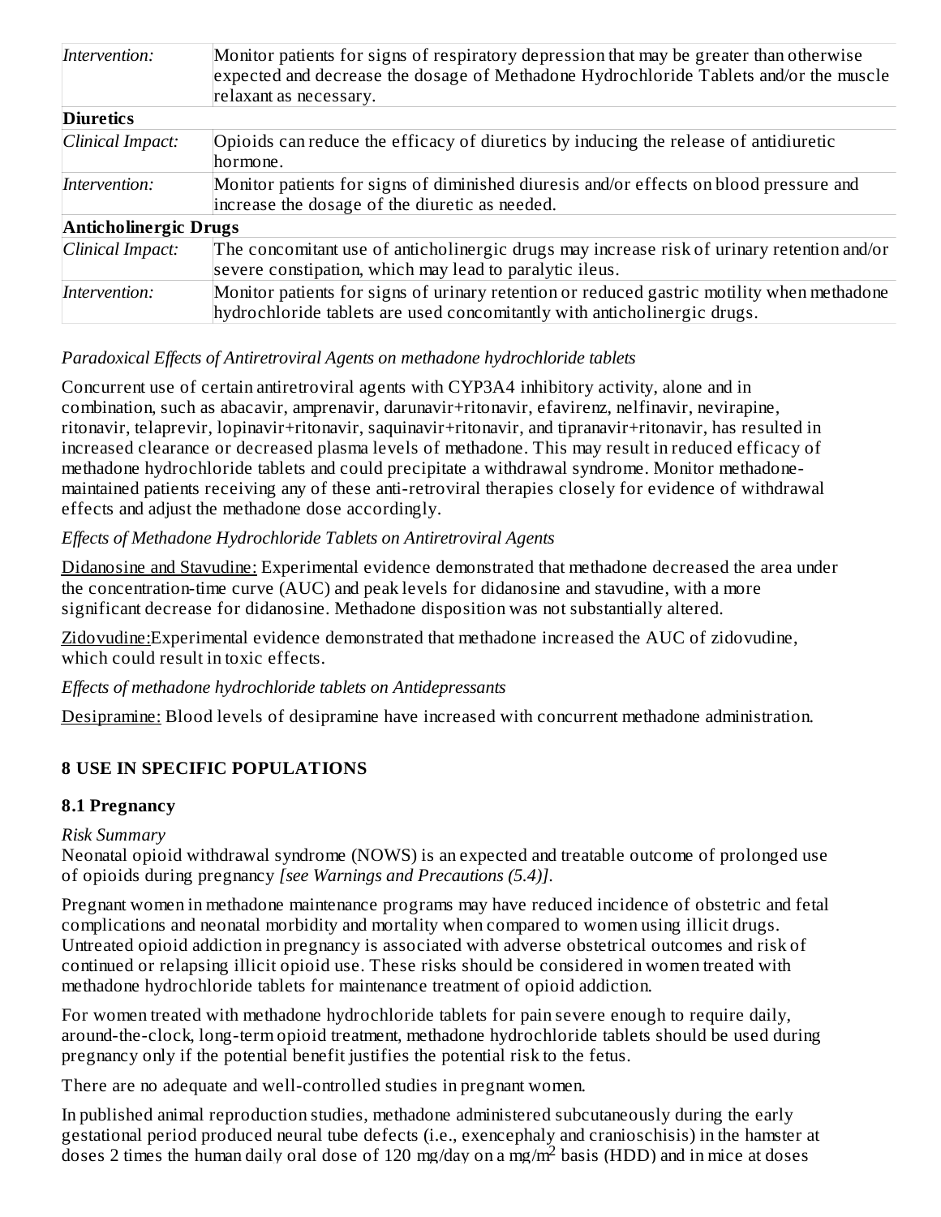| | |
|---|---|
| *Intervention:* | Monitor patients for signs of respiratory depression that may be greater than otherwise expected and decrease the dosage of Methadone Hydrochloride Tablets and/or the muscle relaxant as necessary. |
| **Diuretics** | |
| *Clinical Impact:* | Opioids can reduce the efficacy of diuretics by inducing the release of antidiuretic hormone. |
| *Intervention:* | Monitor patients for signs of diminished diuresis and/or effects on blood pressure and increase the dosage of the diuretic as needed. |
| **Anticholinergic Drugs** | |
| *Clinical Impact:* | The concomitant use of anticholinergic drugs may increase risk of urinary retention and/or severe constipation, which may lead to paralytic ileus. |
| *Intervention:* | Monitor patients for signs of urinary retention or reduced gastric motility when methadone hydrochloride tablets are used concomitantly with anticholinergic drugs. |

*Paradoxical Effects of Antiretroviral Agents on methadone hydrochloride tablets*

Concurrent use of certain antiretroviral agents with CYP3A4 inhibitory activity, alone and in combination, such as abacavir, amprenavir, darunavir+ritonavir, efavirenz, nelfinavir, nevirapine, ritonavir, telaprevir, lopinavir+ritonavir, saquinavir+ritonavir, and tipranavir+ritonavir, has resulted in increased clearance or decreased plasma levels of methadone. This may result in reduced efficacy of methadone hydrochloride tablets and could precipitate a withdrawal syndrome. Monitor methadone-maintained patients receiving any of these anti-retroviral therapies closely for evidence of withdrawal effects and adjust the methadone dose accordingly.

*Effects of Methadone Hydrochloride Tablets on Antiretroviral Agents*

Didanosine and Stavudine: Experimental evidence demonstrated that methadone decreased the area under the concentration-time curve (AUC) and peak levels for didanosine and stavudine, with a more significant decrease for didanosine. Methadone disposition was not substantially altered.

Zidovudine: Experimental evidence demonstrated that methadone increased the AUC of zidovudine, which could result in toxic effects.

*Effects of methadone hydrochloride tablets on Antidepressants*

Desipramine: Blood levels of desipramine have increased with concurrent methadone administration.

## 8 USE IN SPECIFIC POPULATIONS

### 8.1 Pregnancy

*Risk Summary*

Neonatal opioid withdrawal syndrome (NOWS) is an expected and treatable outcome of prolonged use of opioids during pregnancy *[see Warnings and Precautions (5.4)]*.

Pregnant women in methadone maintenance programs may have reduced incidence of obstetric and fetal complications and neonatal morbidity and mortality when compared to women using illicit drugs. Untreated opioid addiction in pregnancy is associated with adverse obstetrical outcomes and risk of continued or relapsing illicit opioid use. These risks should be considered in women treated with methadone hydrochloride tablets for maintenance treatment of opioid addiction.

For women treated with methadone hydrochloride tablets for pain severe enough to require daily, around-the-clock, long-term opioid treatment, methadone hydrochloride tablets should be used during pregnancy only if the potential benefit justifies the potential risk to the fetus.

There are no adequate and well-controlled studies in pregnant women.

In published animal reproduction studies, methadone administered subcutaneously during the early gestational period produced neural tube defects (i.e., exencephaly and cranioschisis) in the hamster at doses 2 times the human daily oral dose of 120 mg/day on a mg/m$^2$ basis (HDD) and in mice at doses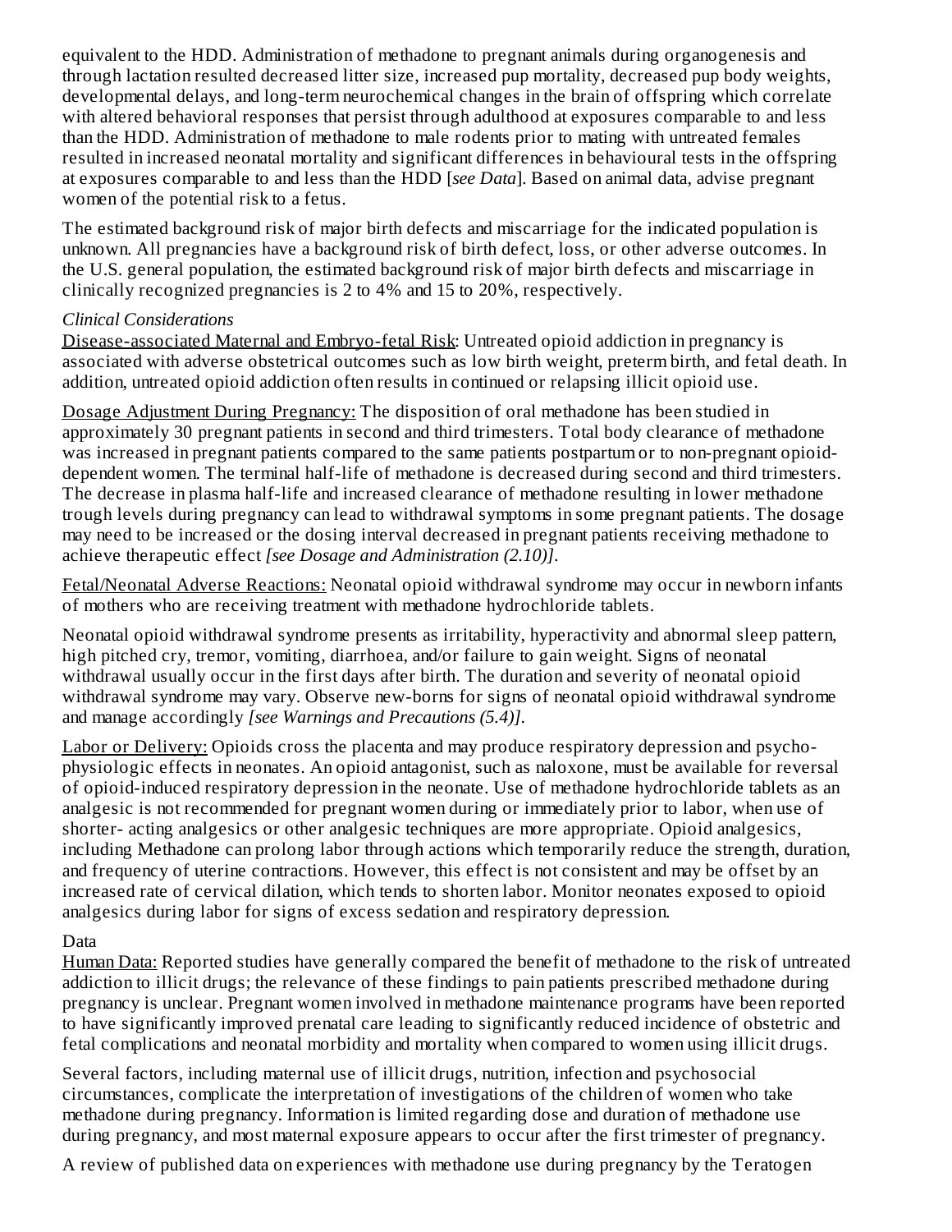equivalent to the HDD. Administration of methadone to pregnant animals during organogenesis and through lactation resulted decreased litter size, increased pup mortality, decreased pup body weights, developmental delays, and long-term neurochemical changes in the brain of offspring which correlate with altered behavioral responses that persist through adulthood at exposures comparable to and less than the HDD. Administration of methadone to male rodents prior to mating with untreated females resulted in increased neonatal mortality and significant differences in behavioural tests in the offspring at exposures comparable to and less than the HDD [*see Data*]. Based on animal data, advise pregnant women of the potential risk to a fetus.

The estimated background risk of major birth defects and miscarriage for the indicated population is unknown. All pregnancies have a background risk of birth defect, loss, or other adverse outcomes. In the U.S. general population, the estimated background risk of major birth defects and miscarriage in clinically recognized pregnancies is 2 to 4% and 15 to 20%, respectively.

*Clinical Considerations*

Disease-associated Maternal and Embryo-fetal Risk: Untreated opioid addiction in pregnancy is associated with adverse obstetrical outcomes such as low birth weight, preterm birth, and fetal death. In addition, untreated opioid addiction often results in continued or relapsing illicit opioid use.

Dosage Adjustment During Pregnancy: The disposition of oral methadone has been studied in approximately 30 pregnant patients in second and third trimesters. Total body clearance of methadone was increased in pregnant patients compared to the same patients postpartum or to non-pregnant opioid-dependent women. The terminal half-life of methadone is decreased during second and third trimesters. The decrease in plasma half-life and increased clearance of methadone resulting in lower methadone trough levels during pregnancy can lead to withdrawal symptoms in some pregnant patients. The dosage may need to be increased or the dosing interval decreased in pregnant patients receiving methadone to achieve therapeutic effect *[see Dosage and Administration (2.10)]*.

Fetal/Neonatal Adverse Reactions: Neonatal opioid withdrawal syndrome may occur in newborn infants of mothers who are receiving treatment with methadone hydrochloride tablets.

Neonatal opioid withdrawal syndrome presents as irritability, hyperactivity and abnormal sleep pattern, high pitched cry, tremor, vomiting, diarrhoea, and/or failure to gain weight. Signs of neonatal withdrawal usually occur in the first days after birth. The duration and severity of neonatal opioid withdrawal syndrome may vary. Observe new-borns for signs of neonatal opioid withdrawal syndrome and manage accordingly *[see Warnings and Precautions (5.4)]*.

Labor or Delivery: Opioids cross the placenta and may produce respiratory depression and psycho-physiologic effects in neonates. An opioid antagonist, such as naloxone, must be available for reversal of opioid-induced respiratory depression in the neonate. Use of methadone hydrochloride tablets as an analgesic is not recommended for pregnant women during or immediately prior to labor, when use of shorter- acting analgesics or other analgesic techniques are more appropriate. Opioid analgesics, including Methadone can prolong labor through actions which temporarily reduce the strength, duration, and frequency of uterine contractions. However, this effect is not consistent and may be offset by an increased rate of cervical dilation, which tends to shorten labor. Monitor neonates exposed to opioid analgesics during labor for signs of excess sedation and respiratory depression.

Data

Human Data: Reported studies have generally compared the benefit of methadone to the risk of untreated addiction to illicit drugs; the relevance of these findings to pain patients prescribed methadone during pregnancy is unclear. Pregnant women involved in methadone maintenance programs have been reported to have significantly improved prenatal care leading to significantly reduced incidence of obstetric and fetal complications and neonatal morbidity and mortality when compared to women using illicit drugs.

Several factors, including maternal use of illicit drugs, nutrition, infection and psychosocial circumstances, complicate the interpretation of investigations of the children of women who take methadone during pregnancy. Information is limited regarding dose and duration of methadone use during pregnancy, and most maternal exposure appears to occur after the first trimester of pregnancy.

A review of published data on experiences with methadone use during pregnancy by the Teratogen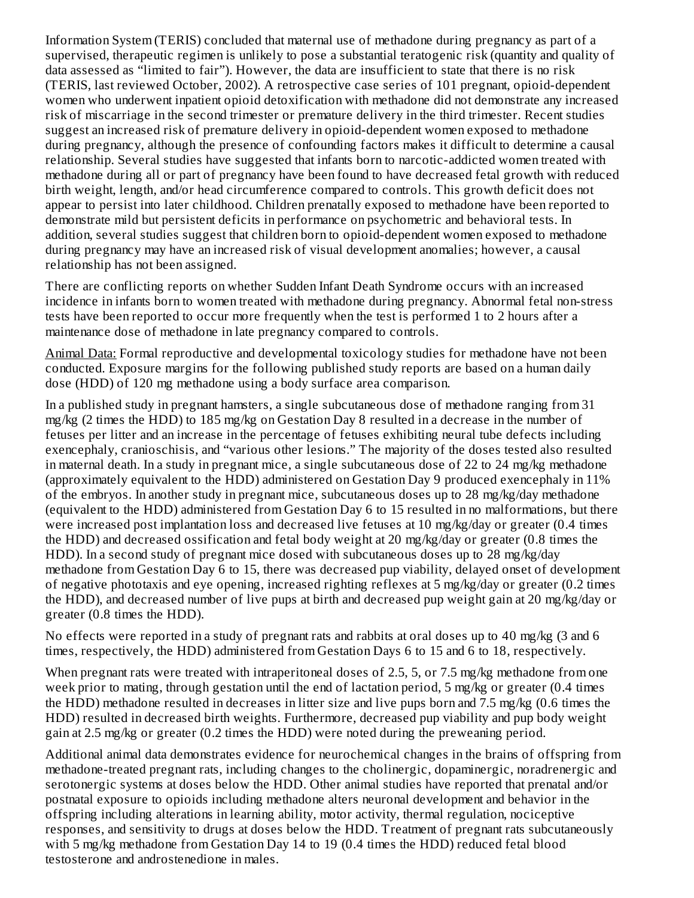Information System (TERIS) concluded that maternal use of methadone during pregnancy as part of a supervised, therapeutic regimen is unlikely to pose a substantial teratogenic risk (quantity and quality of data assessed as "limited to fair"). However, the data are insufficient to state that there is no risk (TERIS, last reviewed October, 2002). A retrospective case series of 101 pregnant, opioid-dependent women who underwent inpatient opioid detoxification with methadone did not demonstrate any increased risk of miscarriage in the second trimester or premature delivery in the third trimester. Recent studies suggest an increased risk of premature delivery in opioid-dependent women exposed to methadone during pregnancy, although the presence of confounding factors makes it difficult to determine a causal relationship. Several studies have suggested that infants born to narcotic-addicted women treated with methadone during all or part of pregnancy have been found to have decreased fetal growth with reduced birth weight, length, and/or head circumference compared to controls. This growth deficit does not appear to persist into later childhood. Children prenatally exposed to methadone have been reported to demonstrate mild but persistent deficits in performance on psychometric and behavioral tests. In addition, several studies suggest that children born to opioid-dependent women exposed to methadone during pregnancy may have an increased risk of visual development anomalies; however, a causal relationship has not been assigned.

There are conflicting reports on whether Sudden Infant Death Syndrome occurs with an increased incidence in infants born to women treated with methadone during pregnancy. Abnormal fetal non-stress tests have been reported to occur more frequently when the test is performed 1 to 2 hours after a maintenance dose of methadone in late pregnancy compared to controls.

Animal Data: Formal reproductive and developmental toxicology studies for methadone have not been conducted. Exposure margins for the following published study reports are based on a human daily dose (HDD) of 120 mg methadone using a body surface area comparison.

In a published study in pregnant hamsters, a single subcutaneous dose of methadone ranging from 31 mg/kg (2 times the HDD) to 185 mg/kg on Gestation Day 8 resulted in a decrease in the number of fetuses per litter and an increase in the percentage of fetuses exhibiting neural tube defects including exencephaly, cranioschisis, and "various other lesions." The majority of the doses tested also resulted in maternal death. In a study in pregnant mice, a single subcutaneous dose of 22 to 24 mg/kg methadone (approximately equivalent to the HDD) administered on Gestation Day 9 produced exencephaly in 11% of the embryos. In another study in pregnant mice, subcutaneous doses up to 28 mg/kg/day methadone (equivalent to the HDD) administered from Gestation Day 6 to 15 resulted in no malformations, but there were increased post implantation loss and decreased live fetuses at 10 mg/kg/day or greater (0.4 times the HDD) and decreased ossification and fetal body weight at 20 mg/kg/day or greater (0.8 times the HDD). In a second study of pregnant mice dosed with subcutaneous doses up to 28 mg/kg/day methadone from Gestation Day 6 to 15, there was decreased pup viability, delayed onset of development of negative phototaxis and eye opening, increased righting reflexes at 5 mg/kg/day or greater (0.2 times the HDD), and decreased number of live pups at birth and decreased pup weight gain at 20 mg/kg/day or greater (0.8 times the HDD).

No effects were reported in a study of pregnant rats and rabbits at oral doses up to 40 mg/kg (3 and 6 times, respectively, the HDD) administered from Gestation Days 6 to 15 and 6 to 18, respectively.

When pregnant rats were treated with intraperitoneal doses of 2.5, 5, or 7.5 mg/kg methadone from one week prior to mating, through gestation until the end of lactation period, 5 mg/kg or greater (0.4 times the HDD) methadone resulted in decreases in litter size and live pups born and 7.5 mg/kg (0.6 times the HDD) resulted in decreased birth weights. Furthermore, decreased pup viability and pup body weight gain at 2.5 mg/kg or greater (0.2 times the HDD) were noted during the preweaning period.

Additional animal data demonstrates evidence for neurochemical changes in the brains of offspring from methadone-treated pregnant rats, including changes to the cholinergic, dopaminergic, noradrenergic and serotonergic systems at doses below the HDD. Other animal studies have reported that prenatal and/or postnatal exposure to opioids including methadone alters neuronal development and behavior in the offspring including alterations in learning ability, motor activity, thermal regulation, nociceptive responses, and sensitivity to drugs at doses below the HDD. Treatment of pregnant rats subcutaneously with 5 mg/kg methadone from Gestation Day 14 to 19 (0.4 times the HDD) reduced fetal blood testosterone and androstenedione in males.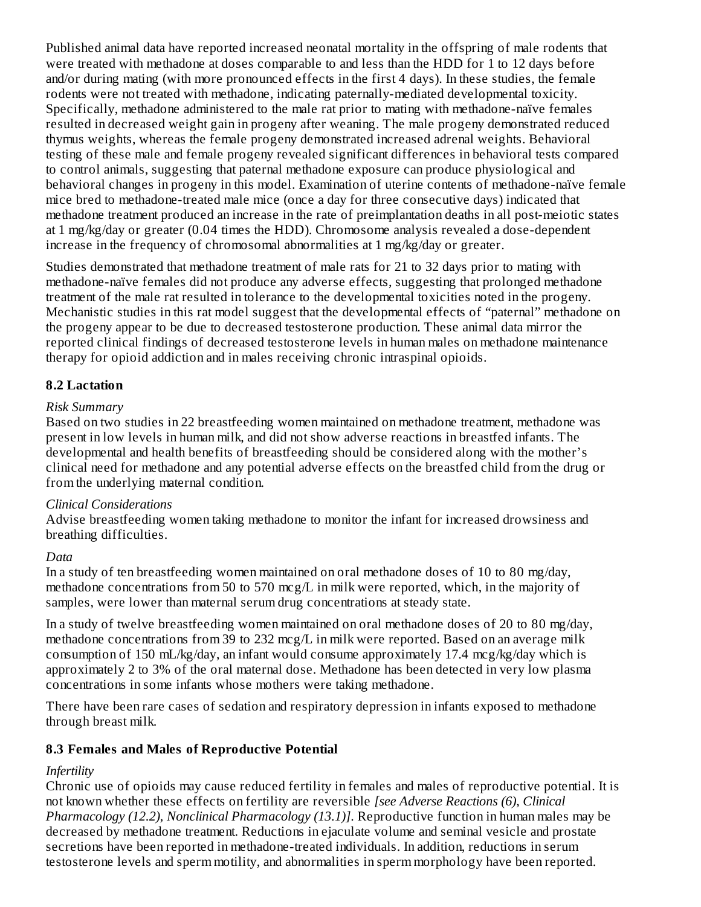Published animal data have reported increased neonatal mortality in the offspring of male rodents that were treated with methadone at doses comparable to and less than the HDD for 1 to 12 days before and/or during mating (with more pronounced effects in the first 4 days). In these studies, the female rodents were not treated with methadone, indicating paternally-mediated developmental toxicity. Specifically, methadone administered to the male rat prior to mating with methadone-naïve females resulted in decreased weight gain in progeny after weaning. The male progeny demonstrated reduced thymus weights, whereas the female progeny demonstrated increased adrenal weights. Behavioral testing of these male and female progeny revealed significant differences in behavioral tests compared to control animals, suggesting that paternal methadone exposure can produce physiological and behavioral changes in progeny in this model. Examination of uterine contents of methadone-naïve female mice bred to methadone-treated male mice (once a day for three consecutive days) indicated that methadone treatment produced an increase in the rate of preimplantation deaths in all post-meiotic states at 1 mg/kg/day or greater (0.04 times the HDD). Chromosome analysis revealed a dose-dependent increase in the frequency of chromosomal abnormalities at 1 mg/kg/day or greater.

Studies demonstrated that methadone treatment of male rats for 21 to 32 days prior to mating with methadone-naïve females did not produce any adverse effects, suggesting that prolonged methadone treatment of the male rat resulted in tolerance to the developmental toxicities noted in the progeny. Mechanistic studies in this rat model suggest that the developmental effects of "paternal" methadone on the progeny appear to be due to decreased testosterone production. These animal data mirror the reported clinical findings of decreased testosterone levels in human males on methadone maintenance therapy for opioid addiction and in males receiving chronic intraspinal opioids.

## 8.2 Lactation

*Risk Summary*

Based on two studies in 22 breastfeeding women maintained on methadone treatment, methadone was present in low levels in human milk, and did not show adverse reactions in breastfed infants. The developmental and health benefits of breastfeeding should be considered along with the mother's clinical need for methadone and any potential adverse effects on the breastfed child from the drug or from the underlying maternal condition.

*Clinical Considerations*

Advise breastfeeding women taking methadone to monitor the infant for increased drowsiness and breathing difficulties.

*Data*

In a study of ten breastfeeding women maintained on oral methadone doses of 10 to 80 mg/day, methadone concentrations from 50 to 570 mcg/L in milk were reported, which, in the majority of samples, were lower than maternal serum drug concentrations at steady state.

In a study of twelve breastfeeding women maintained on oral methadone doses of 20 to 80 mg/day, methadone concentrations from 39 to 232 mcg/L in milk were reported. Based on an average milk consumption of 150 mL/kg/day, an infant would consume approximately 17.4 mcg/kg/day which is approximately 2 to 3% of the oral maternal dose. Methadone has been detected in very low plasma concentrations in some infants whose mothers were taking methadone.

There have been rare cases of sedation and respiratory depression in infants exposed to methadone through breast milk.

## 8.3 Females and Males of Reproductive Potential

*Infertility*

Chronic use of opioids may cause reduced fertility in females and males of reproductive potential. It is not known whether these effects on fertility are reversible *[see Adverse Reactions (6), Clinical Pharmacology (12.2), Nonclinical Pharmacology (13.1)]*. Reproductive function in human males may be decreased by methadone treatment. Reductions in ejaculate volume and seminal vesicle and prostate secretions have been reported in methadone-treated individuals. In addition, reductions in serum testosterone levels and sperm motility, and abnormalities in sperm morphology have been reported.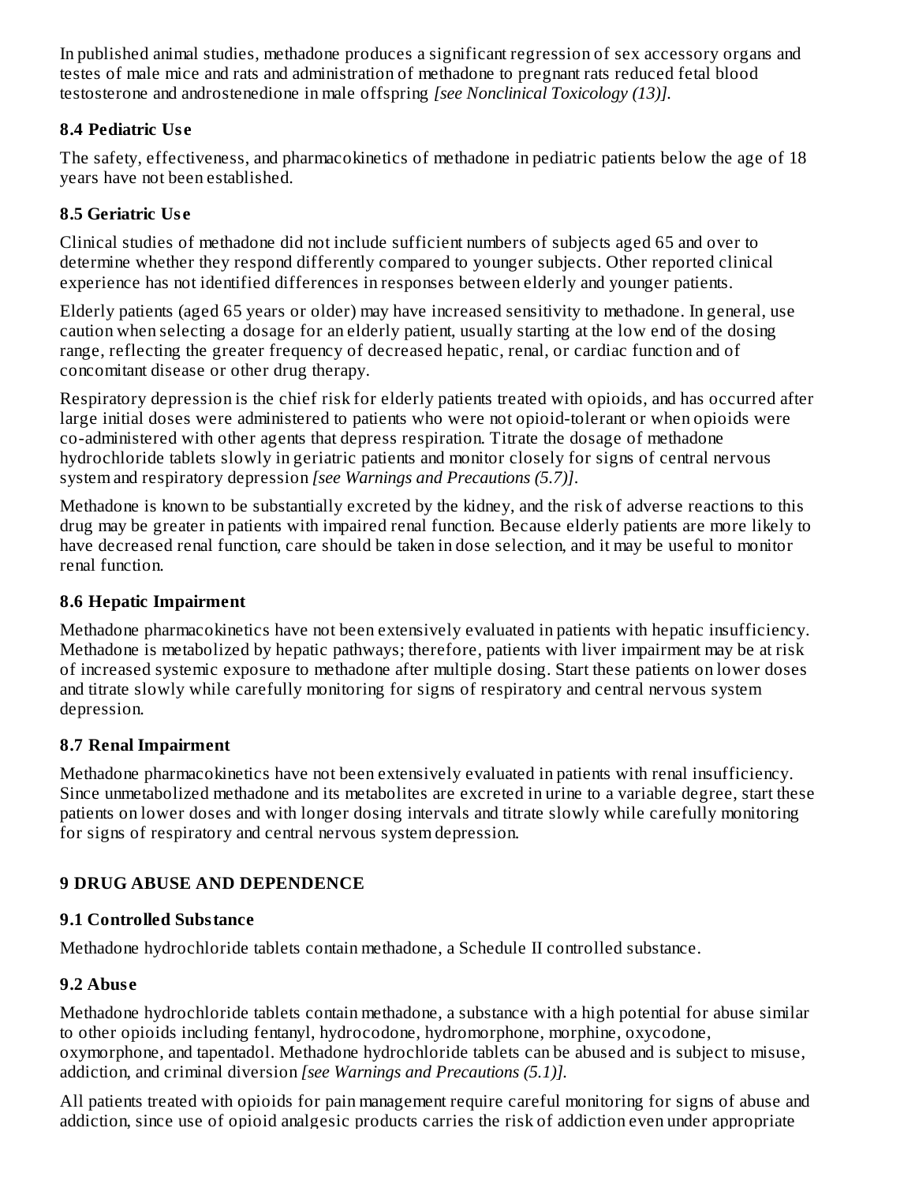In published animal studies, methadone produces a significant regression of sex accessory organs and testes of male mice and rats and administration of methadone to pregnant rats reduced fetal blood testosterone and androstenedione in male offspring *[see Nonclinical Toxicology (13)].*

### 8.4 Pediatric Use

The safety, effectiveness, and pharmacokinetics of methadone in pediatric patients below the age of 18 years have not been established.

### 8.5 Geriatric Use

Clinical studies of methadone did not include sufficient numbers of subjects aged 65 and over to determine whether they respond differently compared to younger subjects. Other reported clinical experience has not identified differences in responses between elderly and younger patients.

Elderly patients (aged 65 years or older) may have increased sensitivity to methadone. In general, use caution when selecting a dosage for an elderly patient, usually starting at the low end of the dosing range, reflecting the greater frequency of decreased hepatic, renal, or cardiac function and of concomitant disease or other drug therapy.

Respiratory depression is the chief risk for elderly patients treated with opioids, and has occurred after large initial doses were administered to patients who were not opioid-tolerant or when opioids were co-administered with other agents that depress respiration. Titrate the dosage of methadone hydrochloride tablets slowly in geriatric patients and monitor closely for signs of central nervous system and respiratory depression *[see Warnings and Precautions (5.7)]*.

Methadone is known to be substantially excreted by the kidney, and the risk of adverse reactions to this drug may be greater in patients with impaired renal function. Because elderly patients are more likely to have decreased renal function, care should be taken in dose selection, and it may be useful to monitor renal function.

### 8.6 Hepatic Impairment

Methadone pharmacokinetics have not been extensively evaluated in patients with hepatic insufficiency. Methadone is metabolized by hepatic pathways; therefore, patients with liver impairment may be at risk of increased systemic exposure to methadone after multiple dosing. Start these patients on lower doses and titrate slowly while carefully monitoring for signs of respiratory and central nervous system depression.

### 8.7 Renal Impairment

Methadone pharmacokinetics have not been extensively evaluated in patients with renal insufficiency. Since unmetabolized methadone and its metabolites are excreted in urine to a variable degree, start these patients on lower doses and with longer dosing intervals and titrate slowly while carefully monitoring for signs of respiratory and central nervous system depression.

## 9 DRUG ABUSE AND DEPENDENCE

### 9.1 Controlled Substance

Methadone hydrochloride tablets contain methadone, a Schedule II controlled substance.

### 9.2 Abuse

Methadone hydrochloride tablets contain methadone, a substance with a high potential for abuse similar to other opioids including fentanyl, hydrocodone, hydromorphone, morphine, oxycodone, oxymorphone, and tapentadol. Methadone hydrochloride tablets can be abused and is subject to misuse, addiction, and criminal diversion *[see Warnings and Precautions (5.1)].*

All patients treated with opioids for pain management require careful monitoring for signs of abuse and addiction, since use of opioid analgesic products carries the risk of addiction even under appropriate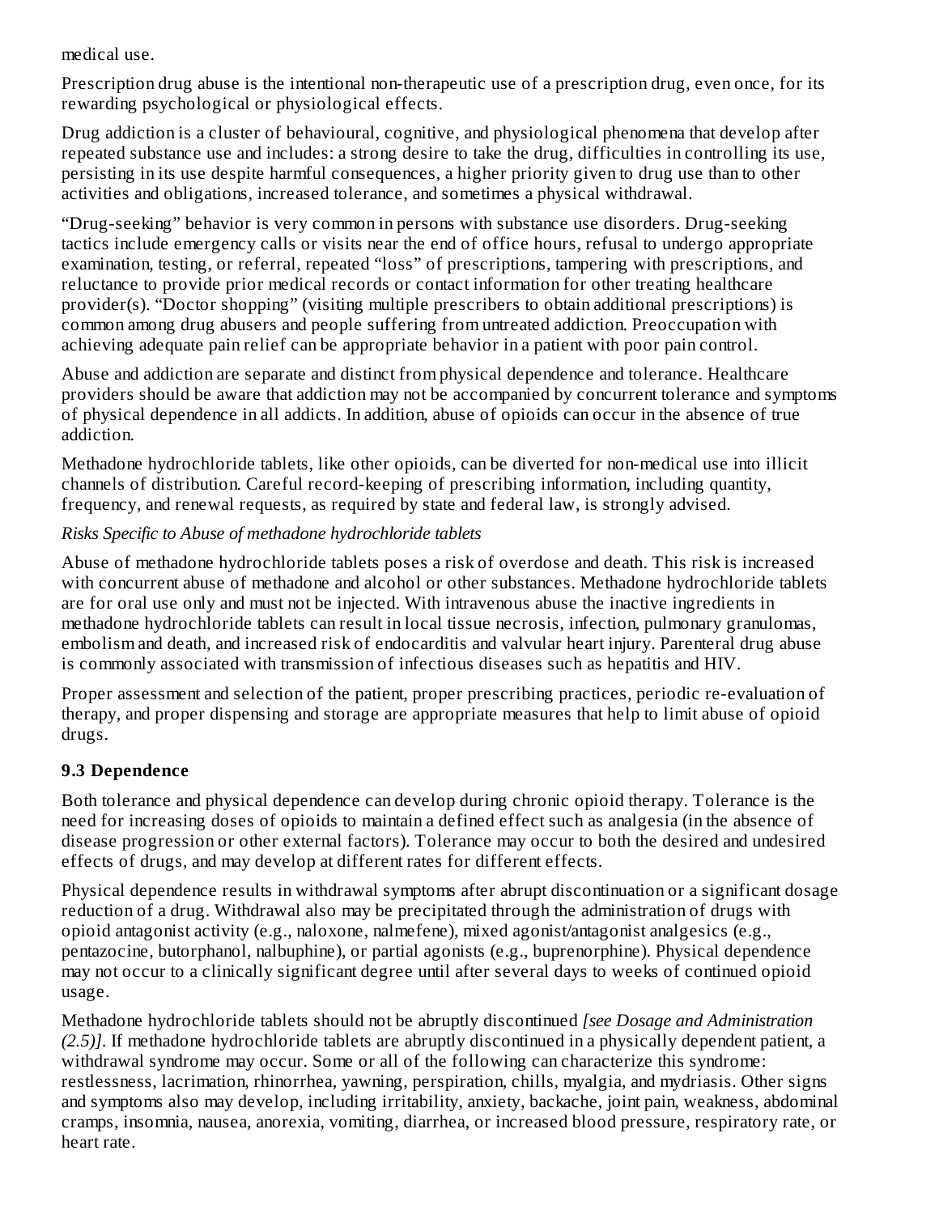medical use.

Prescription drug abuse is the intentional non-therapeutic use of a prescription drug, even once, for its rewarding psychological or physiological effects.

Drug addiction is a cluster of behavioural, cognitive, and physiological phenomena that develop after repeated substance use and includes: a strong desire to take the drug, difficulties in controlling its use, persisting in its use despite harmful consequences, a higher priority given to drug use than to other activities and obligations, increased tolerance, and sometimes a physical withdrawal.

"Drug-seeking" behavior is very common in persons with substance use disorders. Drug-seeking tactics include emergency calls or visits near the end of office hours, refusal to undergo appropriate examination, testing, or referral, repeated "loss" of prescriptions, tampering with prescriptions, and reluctance to provide prior medical records or contact information for other treating healthcare provider(s). "Doctor shopping" (visiting multiple prescribers to obtain additional prescriptions) is common among drug abusers and people suffering from untreated addiction. Preoccupation with achieving adequate pain relief can be appropriate behavior in a patient with poor pain control.

Abuse and addiction are separate and distinct from physical dependence and tolerance. Healthcare providers should be aware that addiction may not be accompanied by concurrent tolerance and symptoms of physical dependence in all addicts. In addition, abuse of opioids can occur in the absence of true addiction.

Methadone hydrochloride tablets, like other opioids, can be diverted for non-medical use into illicit channels of distribution. Careful record-keeping of prescribing information, including quantity, frequency, and renewal requests, as required by state and federal law, is strongly advised.

*Risks Specific to Abuse of methadone hydrochloride tablets*

Abuse of methadone hydrochloride tablets poses a risk of overdose and death. This risk is increased with concurrent abuse of methadone and alcohol or other substances. Methadone hydrochloride tablets are for oral use only and must not be injected. With intravenous abuse the inactive ingredients in methadone hydrochloride tablets can result in local tissue necrosis, infection, pulmonary granulomas, embolism and death, and increased risk of endocarditis and valvular heart injury. Parenteral drug abuse is commonly associated with transmission of infectious diseases such as hepatitis and HIV.

Proper assessment and selection of the patient, proper prescribing practices, periodic re-evaluation of therapy, and proper dispensing and storage are appropriate measures that help to limit abuse of opioid drugs.

### 9.3 Dependence

Both tolerance and physical dependence can develop during chronic opioid therapy. Tolerance is the need for increasing doses of opioids to maintain a defined effect such as analgesia (in the absence of disease progression or other external factors). Tolerance may occur to both the desired and undesired effects of drugs, and may develop at different rates for different effects.

Physical dependence results in withdrawal symptoms after abrupt discontinuation or a significant dosage reduction of a drug. Withdrawal also may be precipitated through the administration of drugs with opioid antagonist activity (e.g., naloxone, nalmefene), mixed agonist/antagonist analgesics (e.g., pentazocine, butorphanol, nalbuphine), or partial agonists (e.g., buprenorphine). Physical dependence may not occur to a clinically significant degree until after several days to weeks of continued opioid usage.

Methadone hydrochloride tablets should not be abruptly discontinued *[see Dosage and Administration (2.5)]*. If methadone hydrochloride tablets are abruptly discontinued in a physically dependent patient, a withdrawal syndrome may occur. Some or all of the following can characterize this syndrome: restlessness, lacrimation, rhinorrhea, yawning, perspiration, chills, myalgia, and mydriasis. Other signs and symptoms also may develop, including irritability, anxiety, backache, joint pain, weakness, abdominal cramps, insomnia, nausea, anorexia, vomiting, diarrhea, or increased blood pressure, respiratory rate, or heart rate.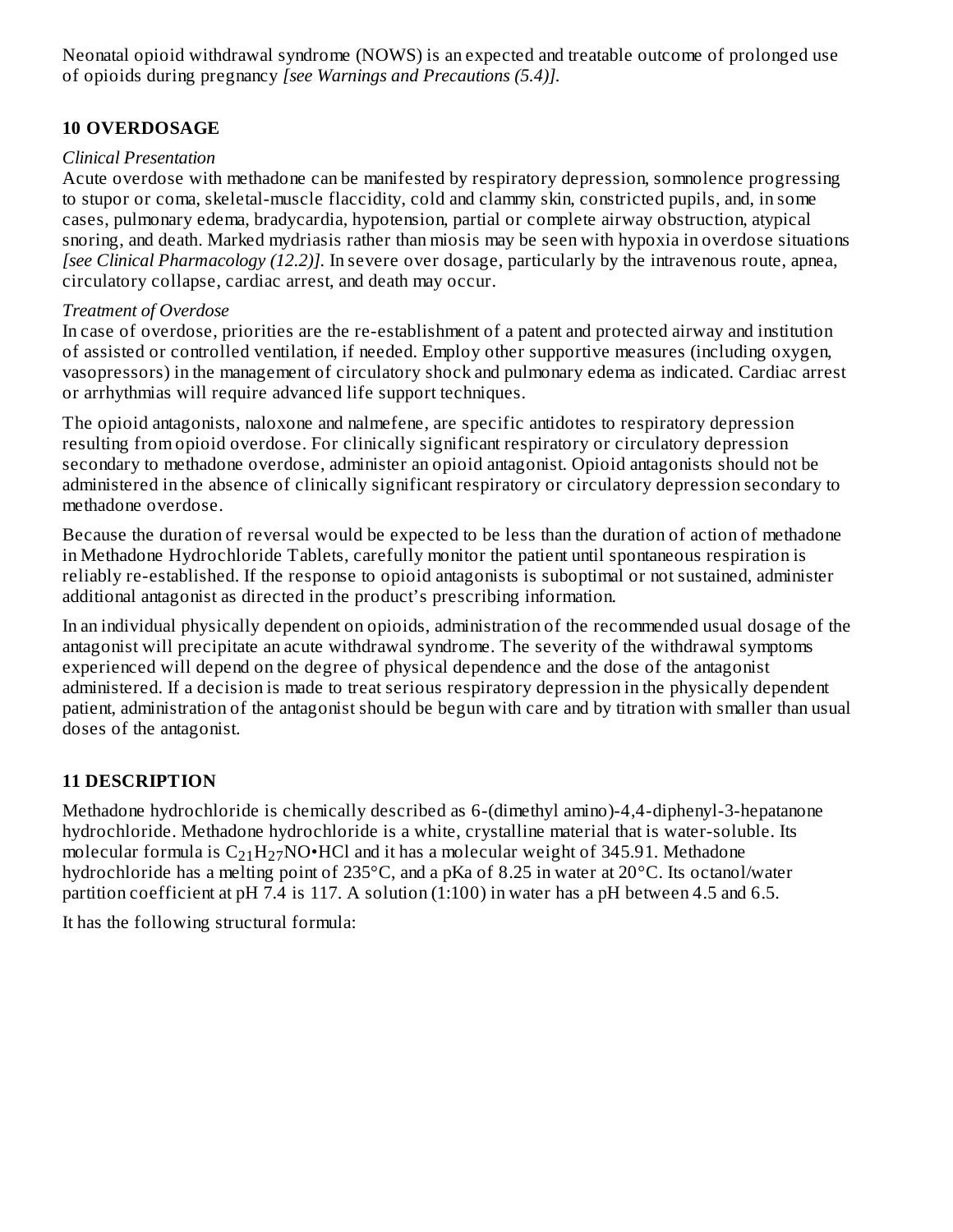Neonatal opioid withdrawal syndrome (NOWS) is an expected and treatable outcome of prolonged use of opioids during pregnancy *[see Warnings and Precautions (5.4)].*

## 10 OVERDOSAGE

*Clinical Presentation*

Acute overdose with methadone can be manifested by respiratory depression, somnolence progressing to stupor or coma, skeletal-muscle flaccidity, cold and clammy skin, constricted pupils, and, in some cases, pulmonary edema, bradycardia, hypotension, partial or complete airway obstruction, atypical snoring, and death. Marked mydriasis rather than miosis may be seen with hypoxia in overdose situations *[see Clinical Pharmacology (12.2)].* In severe over dosage, particularly by the intravenous route, apnea, circulatory collapse, cardiac arrest, and death may occur.

*Treatment of Overdose*

In case of overdose, priorities are the re-establishment of a patent and protected airway and institution of assisted or controlled ventilation, if needed. Employ other supportive measures (including oxygen, vasopressors) in the management of circulatory shock and pulmonary edema as indicated. Cardiac arrest or arrhythmias will require advanced life support techniques.

The opioid antagonists, naloxone and nalmefene, are specific antidotes to respiratory depression resulting from opioid overdose. For clinically significant respiratory or circulatory depression secondary to methadone overdose, administer an opioid antagonist. Opioid antagonists should not be administered in the absence of clinically significant respiratory or circulatory depression secondary to methadone overdose.

Because the duration of reversal would be expected to be less than the duration of action of methadone in Methadone Hydrochloride Tablets, carefully monitor the patient until spontaneous respiration is reliably re-established. If the response to opioid antagonists is suboptimal or not sustained, administer additional antagonist as directed in the product's prescribing information.

In an individual physically dependent on opioids, administration of the recommended usual dosage of the antagonist will precipitate an acute withdrawal syndrome. The severity of the withdrawal symptoms experienced will depend on the degree of physical dependence and the dose of the antagonist administered. If a decision is made to treat serious respiratory depression in the physically dependent patient, administration of the antagonist should be begun with care and by titration with smaller than usual doses of the antagonist.

## 11 DESCRIPTION

Methadone hydrochloride is chemically described as 6-(dimethyl amino)-4,4-diphenyl-3-hepatanone hydrochloride. Methadone hydrochloride is a white, crystalline material that is water-soluble. Its molecular formula is $C_{21}H_{27}NO•HCl$ and it has a molecular weight of 345.91. Methadone hydrochloride has a melting point of 235°C, and a pKa of 8.25 in water at 20°C. Its octanol/water partition coefficient at pH 7.4 is 117. A solution (1:100) in water has a pH between 4.5 and 6.5.

It has the following structural formula: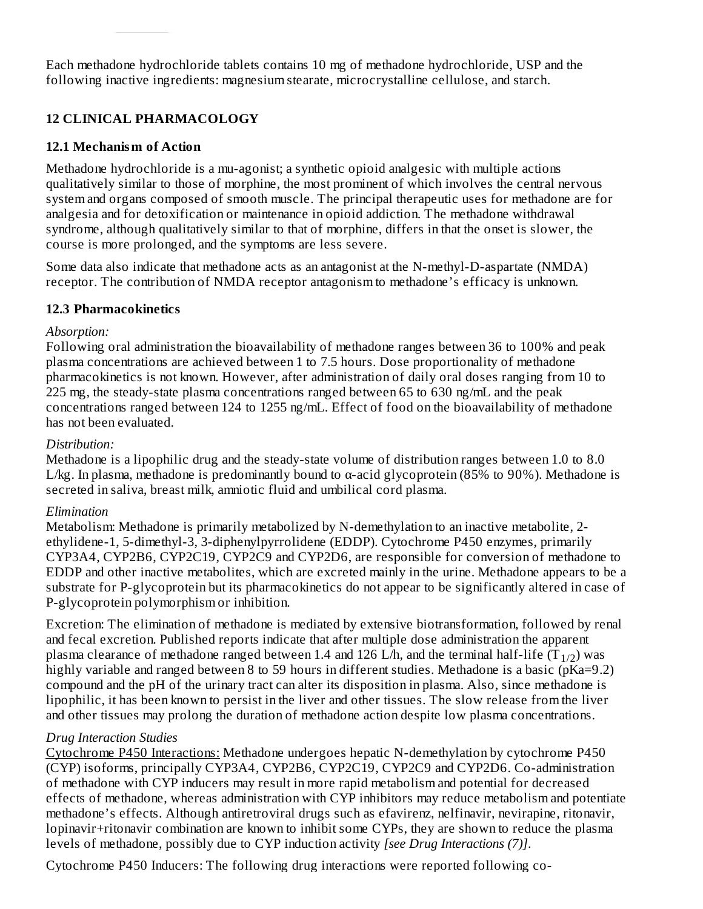Each methadone hydrochloride tablets contains 10 mg of methadone hydrochloride, USP and the following inactive ingredients: magnesium stearate, microcrystalline cellulose, and starch.

## 12 CLINICAL PHARMACOLOGY

### 12.1 Mechanism of Action

Methadone hydrochloride is a mu-agonist; a synthetic opioid analgesic with multiple actions qualitatively similar to those of morphine, the most prominent of which involves the central nervous system and organs composed of smooth muscle. The principal therapeutic uses for methadone are for analgesia and for detoxification or maintenance in opioid addiction. The methadone withdrawal syndrome, although qualitatively similar to that of morphine, differs in that the onset is slower, the course is more prolonged, and the symptoms are less severe.

Some data also indicate that methadone acts as an antagonist at the N-methyl-D-aspartate (NMDA) receptor. The contribution of NMDA receptor antagonism to methadone's efficacy is unknown.

### 12.3 Pharmacokinetics

*Absorption:*
Following oral administration the bioavailability of methadone ranges between 36 to 100% and peak plasma concentrations are achieved between 1 to 7.5 hours. Dose proportionality of methadone pharmacokinetics is not known. However, after administration of daily oral doses ranging from 10 to 225 mg, the steady-state plasma concentrations ranged between 65 to 630 ng/mL and the peak concentrations ranged between 124 to 1255 ng/mL. Effect of food on the bioavailability of methadone has not been evaluated.

*Distribution:*
Methadone is a lipophilic drug and the steady-state volume of distribution ranges between 1.0 to 8.0 L/kg. In plasma, methadone is predominantly bound to α-acid glycoprotein (85% to 90%). Methadone is secreted in saliva, breast milk, amniotic fluid and umbilical cord plasma.

*Elimination*
Metabolism: Methadone is primarily metabolized by N-demethylation to an inactive metabolite, 2-ethylidene-1, 5-dimethyl-3, 3-diphenylpyrrolidene (EDDP). Cytochrome P450 enzymes, primarily CYP3A4, CYP2B6, CYP2C19, CYP2C9 and CYP2D6, are responsible for conversion of methadone to EDDP and other inactive metabolites, which are excreted mainly in the urine. Methadone appears to be a substrate for P-glycoprotein but its pharmacokinetics do not appear to be significantly altered in case of P-glycoprotein polymorphism or inhibition.

Excretion: The elimination of methadone is mediated by extensive biotransformation, followed by renal and fecal excretion. Published reports indicate that after multiple dose administration the apparent plasma clearance of methadone ranged between 1.4 and 126 L/h, and the terminal half-life ($T_{1/2}$) was highly variable and ranged between 8 to 59 hours in different studies. Methadone is a basic (pKa=9.2) compound and the pH of the urinary tract can alter its disposition in plasma. Also, since methadone is lipophilic, it has been known to persist in the liver and other tissues. The slow release from the liver and other tissues may prolong the duration of methadone action despite low plasma concentrations.

*Drug Interaction Studies*
Cytochrome P450 Interactions: Methadone undergoes hepatic N-demethylation by cytochrome P450 (CYP) isoforms, principally CYP3A4, CYP2B6, CYP2C19, CYP2C9 and CYP2D6. Co-administration of methadone with CYP inducers may result in more rapid metabolism and potential for decreased effects of methadone, whereas administration with CYP inhibitors may reduce metabolism and potentiate methadone's effects. Although antiretroviral drugs such as efavirenz, nelfinavir, nevirapine, ritonavir, lopinavir+ritonavir combination are known to inhibit some CYPs, they are shown to reduce the plasma levels of methadone, possibly due to CYP induction activity *[see Drug Interactions (7)]*.

Cytochrome P450 Inducers: The following drug interactions were reported following co-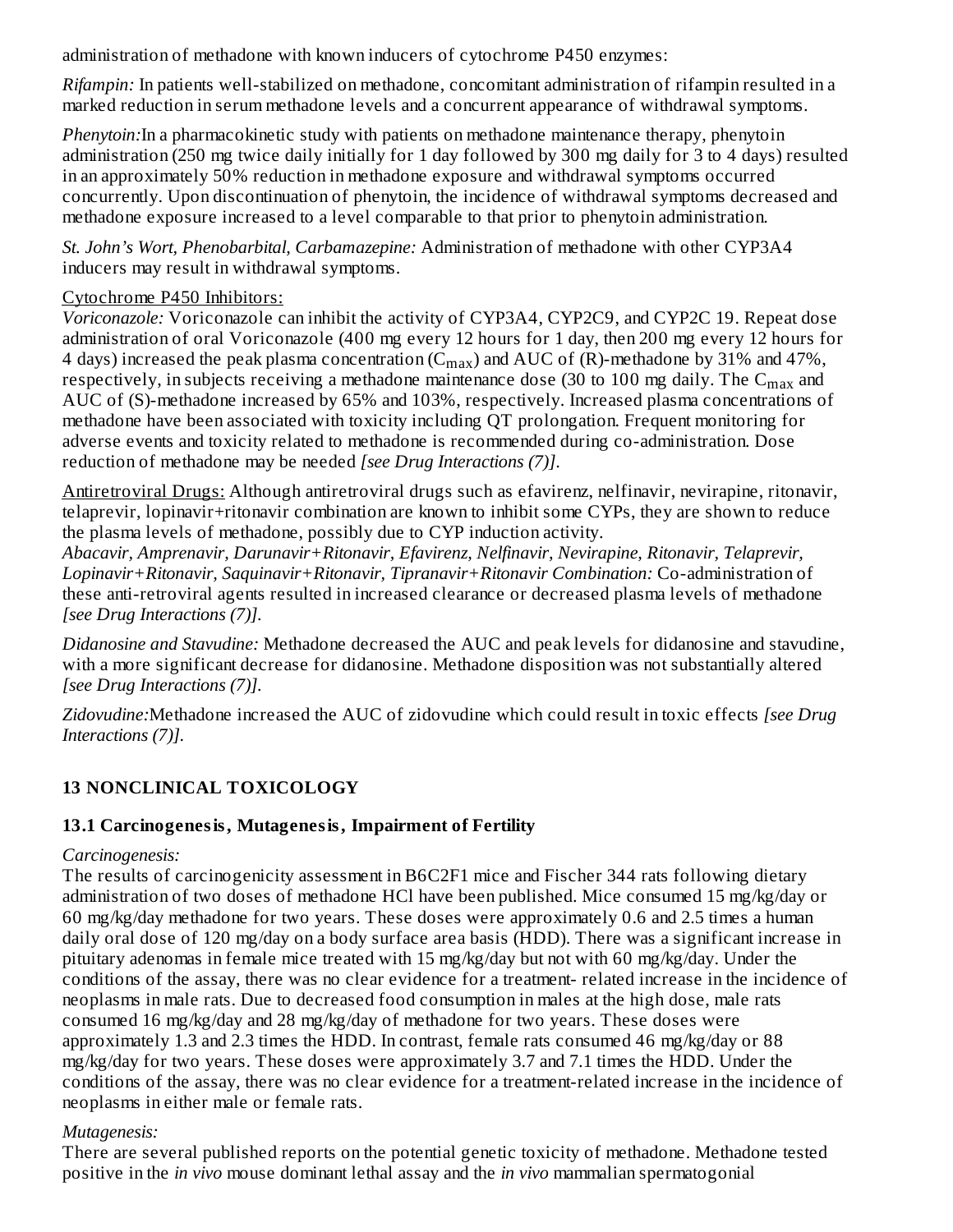administration of methadone with known inducers of cytochrome P450 enzymes:

*Rifampin:* In patients well-stabilized on methadone, concomitant administration of rifampin resulted in a marked reduction in serum methadone levels and a concurrent appearance of withdrawal symptoms.

*Phenytoin:*In a pharmacokinetic study with patients on methadone maintenance therapy, phenytoin administration (250 mg twice daily initially for 1 day followed by 300 mg daily for 3 to 4 days) resulted in an approximately 50% reduction in methadone exposure and withdrawal symptoms occurred concurrently. Upon discontinuation of phenytoin, the incidence of withdrawal symptoms decreased and methadone exposure increased to a level comparable to that prior to phenytoin administration.

*St. John's Wort, Phenobarbital, Carbamazepine:* Administration of methadone with other CYP3A4 inducers may result in withdrawal symptoms.

Cytochrome P450 Inhibitors:

*Voriconazole:* Voriconazole can inhibit the activity of CYP3A4, CYP2C9, and CYP2C 19. Repeat dose administration of oral Voriconazole (400 mg every 12 hours for 1 day, then 200 mg every 12 hours for 4 days) increased the peak plasma concentration ($C_{max}$) and AUC of (R)-methadone by 31% and 47%, respectively, in subjects receiving a methadone maintenance dose (30 to 100 mg daily. The $C_{max}$ and AUC of (S)-methadone increased by 65% and 103%, respectively. Increased plasma concentrations of methadone have been associated with toxicity including QT prolongation. Frequent monitoring for adverse events and toxicity related to methadone is recommended during co-administration. Dose reduction of methadone may be needed *[see Drug Interactions (7)]*.

Antiretroviral Drugs: Although antiretroviral drugs such as efavirenz, nelfinavir, nevirapine, ritonavir, telaprevir, lopinavir+ritonavir combination are known to inhibit some CYPs, they are shown to reduce the plasma levels of methadone, possibly due to CYP induction activity.

*Abacavir, Amprenavir, Darunavir+Ritonavir, Efavirenz, Nelfinavir, Nevirapine, Ritonavir, Telaprevir, Lopinavir+Ritonavir, Saquinavir+Ritonavir, Tipranavir+Ritonavir Combination:* Co-administration of these anti-retroviral agents resulted in increased clearance or decreased plasma levels of methadone *[see Drug Interactions (7)]*.

*Didanosine and Stavudine:* Methadone decreased the AUC and peak levels for didanosine and stavudine, with a more significant decrease for didanosine. Methadone disposition was not substantially altered *[see Drug Interactions (7)]*.

*Zidovudine:*Methadone increased the AUC of zidovudine which could result in toxic effects *[see Drug Interactions (7)]*.

## 13 NONCLINICAL TOXICOLOGY

### 13.1 Carcinogenesis, Mutagenesis, Impairment of Fertility

*Carcinogenesis:*

The results of carcinogenicity assessment in B6C2F1 mice and Fischer 344 rats following dietary administration of two doses of methadone HCl have been published. Mice consumed 15 mg/kg/day or 60 mg/kg/day methadone for two years. These doses were approximately 0.6 and 2.5 times a human daily oral dose of 120 mg/day on a body surface area basis (HDD). There was a significant increase in pituitary adenomas in female mice treated with 15 mg/kg/day but not with 60 mg/kg/day. Under the conditions of the assay, there was no clear evidence for a treatment- related increase in the incidence of neoplasms in male rats. Due to decreased food consumption in males at the high dose, male rats consumed 16 mg/kg/day and 28 mg/kg/day of methadone for two years. These doses were approximately 1.3 and 2.3 times the HDD. In contrast, female rats consumed 46 mg/kg/day or 88 mg/kg/day for two years. These doses were approximately 3.7 and 7.1 times the HDD. Under the conditions of the assay, there was no clear evidence for a treatment-related increase in the incidence of neoplasms in either male or female rats.

*Mutagenesis:*

There are several published reports on the potential genetic toxicity of methadone. Methadone tested positive in the *in vivo* mouse dominant lethal assay and the *in vivo* mammalian spermatogonial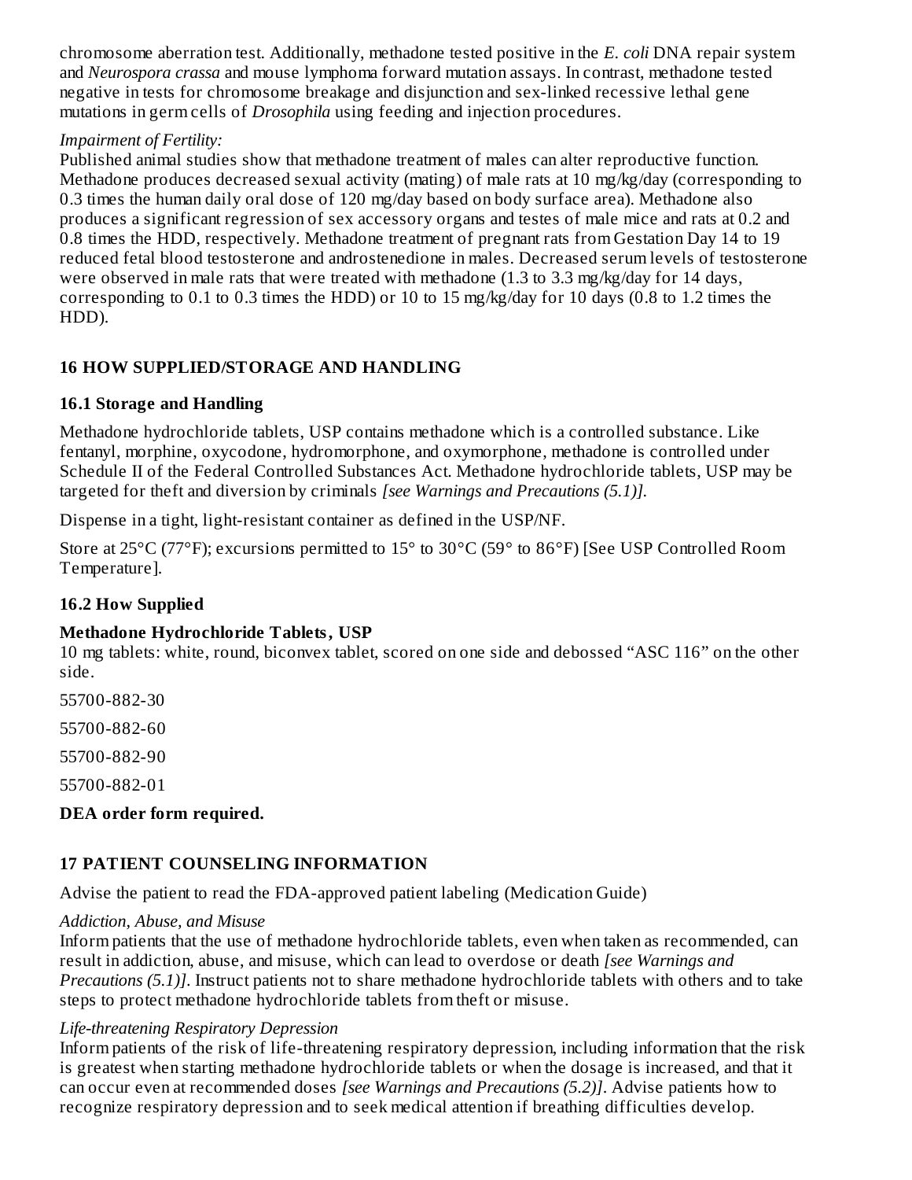chromosome aberration test. Additionally, methadone tested positive in the *E. coli* DNA repair system and *Neurospora crassa* and mouse lymphoma forward mutation assays. In contrast, methadone tested negative in tests for chromosome breakage and disjunction and sex-linked recessive lethal gene mutations in germ cells of *Drosophila* using feeding and injection procedures.

*Impairment of Fertility:*

Published animal studies show that methadone treatment of males can alter reproductive function. Methadone produces decreased sexual activity (mating) of male rats at 10 mg/kg/day (corresponding to 0.3 times the human daily oral dose of 120 mg/day based on body surface area). Methadone also produces a significant regression of sex accessory organs and testes of male mice and rats at 0.2 and 0.8 times the HDD, respectively. Methadone treatment of pregnant rats from Gestation Day 14 to 19 reduced fetal blood testosterone and androstenedione in males. Decreased serum levels of testosterone were observed in male rats that were treated with methadone (1.3 to 3.3 mg/kg/day for 14 days, corresponding to 0.1 to 0.3 times the HDD) or 10 to 15 mg/kg/day for 10 days (0.8 to 1.2 times the HDD).

## 16 HOW SUPPLIED/STORAGE AND HANDLING

### 16.1 Storage and Handling

Methadone hydrochloride tablets, USP contains methadone which is a controlled substance. Like fentanyl, morphine, oxycodone, hydromorphone, and oxymorphone, methadone is controlled under Schedule II of the Federal Controlled Substances Act. Methadone hydrochloride tablets, USP may be targeted for theft and diversion by criminals *[see Warnings and Precautions (5.1)]*.

Dispense in a tight, light-resistant container as defined in the USP/NF.

Store at 25°C (77°F); excursions permitted to 15° to 30°C (59° to 86°F) [See USP Controlled Room Temperature].

### 16.2 How Supplied

**Methadone Hydrochloride Tablets, USP**

10 mg tablets: white, round, biconvex tablet, scored on one side and debossed “ASC 116” on the other side.

55700-882-30

55700-882-60

55700-882-90

55700-882-01

**DEA order form required.**

## 17 PATIENT COUNSELING INFORMATION

Advise the patient to read the FDA-approved patient labeling (Medication Guide)

*Addiction, Abuse, and Misuse*

Inform patients that the use of methadone hydrochloride tablets, even when taken as recommended, can result in addiction, abuse, and misuse, which can lead to overdose or death *[see Warnings and Precautions (5.1)]*. Instruct patients not to share methadone hydrochloride tablets with others and to take steps to protect methadone hydrochloride tablets from theft or misuse.

*Life-threatening Respiratory Depression*

Inform patients of the risk of life-threatening respiratory depression, including information that the risk is greatest when starting methadone hydrochloride tablets or when the dosage is increased, and that it can occur even at recommended doses *[see Warnings and Precautions (5.2)]*. Advise patients how to recognize respiratory depression and to seek medical attention if breathing difficulties develop.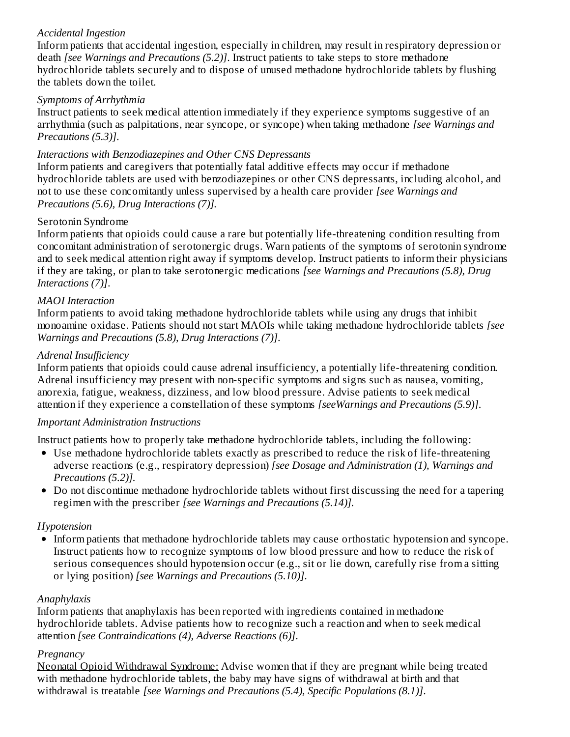*Accidental Ingestion*

Inform patients that accidental ingestion, especially in children, may result in respiratory depression or death *[see Warnings and Precautions (5.2)]*. Instruct patients to take steps to store methadone hydrochloride tablets securely and to dispose of unused methadone hydrochloride tablets by flushing the tablets down the toilet.

*Symptoms of Arrhythmia*

Instruct patients to seek medical attention immediately if they experience symptoms suggestive of an arrhythmia (such as palpitations, near syncope, or syncope) when taking methadone *[see Warnings and Precautions (5.3)]*.

*Interactions with Benzodiazepines and Other CNS Depressants*

Inform patients and caregivers that potentially fatal additive effects may occur if methadone hydrochloride tablets are used with benzodiazepines or other CNS depressants, including alcohol, and not to use these concomitantly unless supervised by a health care provider *[see Warnings and Precautions (5.6), Drug Interactions (7)]*.

Serotonin Syndrome

Inform patients that opioids could cause a rare but potentially life-threatening condition resulting from concomitant administration of serotonergic drugs. Warn patients of the symptoms of serotonin syndrome and to seek medical attention right away if symptoms develop. Instruct patients to inform their physicians if they are taking, or plan to take serotonergic medications *[see Warnings and Precautions (5.8), Drug Interactions (7)]*.

*MAOI Interaction*

Inform patients to avoid taking methadone hydrochloride tablets while using any drugs that inhibit monoamine oxidase. Patients should not start MAOIs while taking methadone hydrochloride tablets *[see Warnings and Precautions (5.8), Drug Interactions (7)]*.

*Adrenal Insufficiency*

Inform patients that opioids could cause adrenal insufficiency, a potentially life-threatening condition. Adrenal insufficiency may present with non-specific symptoms and signs such as nausea, vomiting, anorexia, fatigue, weakness, dizziness, and low blood pressure. Advise patients to seek medical attention if they experience a constellation of these symptoms *[seeWarnings and Precautions (5.9)]*.

*Important Administration Instructions*

Instruct patients how to properly take methadone hydrochloride tablets, including the following:

- Use methadone hydrochloride tablets exactly as prescribed to reduce the risk of life-threatening adverse reactions (e.g., respiratory depression) *[see Dosage and Administration (1), Warnings and Precautions (5.2)]*.
- Do not discontinue methadone hydrochloride tablets without first discussing the need for a tapering regimen with the prescriber *[see Warnings and Precautions (5.14)]*.

*Hypotension*

- Inform patients that methadone hydrochloride tablets may cause orthostatic hypotension and syncope. Instruct patients how to recognize symptoms of low blood pressure and how to reduce the risk of serious consequences should hypotension occur (e.g., sit or lie down, carefully rise from a sitting or lying position) *[see Warnings and Precautions (5.10)]*.

*Anaphylaxis*

Inform patients that anaphylaxis has been reported with ingredients contained in methadone hydrochloride tablets. Advise patients how to recognize such a reaction and when to seek medical attention *[see Contraindications (4), Adverse Reactions (6)]*.

*Pregnancy*

Neonatal Opioid Withdrawal Syndrome: Advise women that if they are pregnant while being treated with methadone hydrochloride tablets, the baby may have signs of withdrawal at birth and that withdrawal is treatable *[see Warnings and Precautions (5.4), Specific Populations (8.1)]*.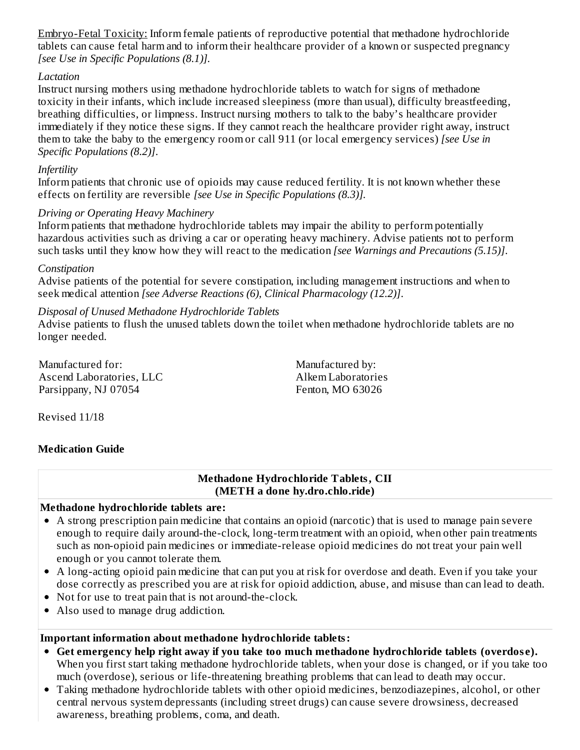Embryo-Fetal Toxicity: Inform female patients of reproductive potential that methadone hydrochloride tablets can cause fetal harm and to inform their healthcare provider of a known or suspected pregnancy *[see Use in Specific Populations (8.1)]*.

*Lactation*

Instruct nursing mothers using methadone hydrochloride tablets to watch for signs of methadone toxicity in their infants, which include increased sleepiness (more than usual), difficulty breastfeeding, breathing difficulties, or limpness. Instruct nursing mothers to talk to the baby's healthcare provider immediately if they notice these signs. If they cannot reach the healthcare provider right away, instruct them to take the baby to the emergency room or call 911 (or local emergency services) *[see Use in Specific Populations (8.2)]*.

*Infertility*

Inform patients that chronic use of opioids may cause reduced fertility. It is not known whether these effects on fertility are reversible *[see Use in Specific Populations (8.3)]*.

*Driving or Operating Heavy Machinery*

Inform patients that methadone hydrochloride tablets may impair the ability to perform potentially hazardous activities such as driving a car or operating heavy machinery. Advise patients not to perform such tasks until they know how they will react to the medication *[see Warnings and Precautions (5.15)]*.

*Constipation*

Advise patients of the potential for severe constipation, including management instructions and when to seek medical attention *[see Adverse Reactions (6), Clinical Pharmacology (12.2)]*.

*Disposal of Unused Methadone Hydrochloride Tablets*

Advise patients to flush the unused tablets down the toilet when methadone hydrochloride tablets are no longer needed.

Manufactured for:
Ascend Laboratories, LLC
Parsippany, NJ 07054

Manufactured by:
Alkem Laboratories
Fenton, MO 63026

Revised 11/18

**Medication Guide**

**Methadone Hydrochloride Tablets, CII**
**(METH a done hy.dro.chlo.ride)**

**Methadone hydrochloride tablets are:**

- A strong prescription pain medicine that contains an opioid (narcotic) that is used to manage pain severe enough to require daily around-the-clock, long-term treatment with an opioid, when other pain treatments such as non-opioid pain medicines or immediate-release opioid medicines do not treat your pain well enough or you cannot tolerate them.
- A long-acting opioid pain medicine that can put you at risk for overdose and death. Even if you take your dose correctly as prescribed you are at risk for opioid addiction, abuse, and misuse than can lead to death.
- Not for use to treat pain that is not around-the-clock.
- Also used to manage drug addiction.

**Important information about methadone hydrochloride tablets:**

- **Get emergency help right away if you take too much methadone hydrochloride tablets (overdose).** When you first start taking methadone hydrochloride tablets, when your dose is changed, or if you take too much (overdose), serious or life-threatening breathing problems that can lead to death may occur.
- Taking methadone hydrochloride tablets with other opioid medicines, benzodiazepines, alcohol, or other central nervous system depressants (including street drugs) can cause severe drowsiness, decreased awareness, breathing problems, coma, and death.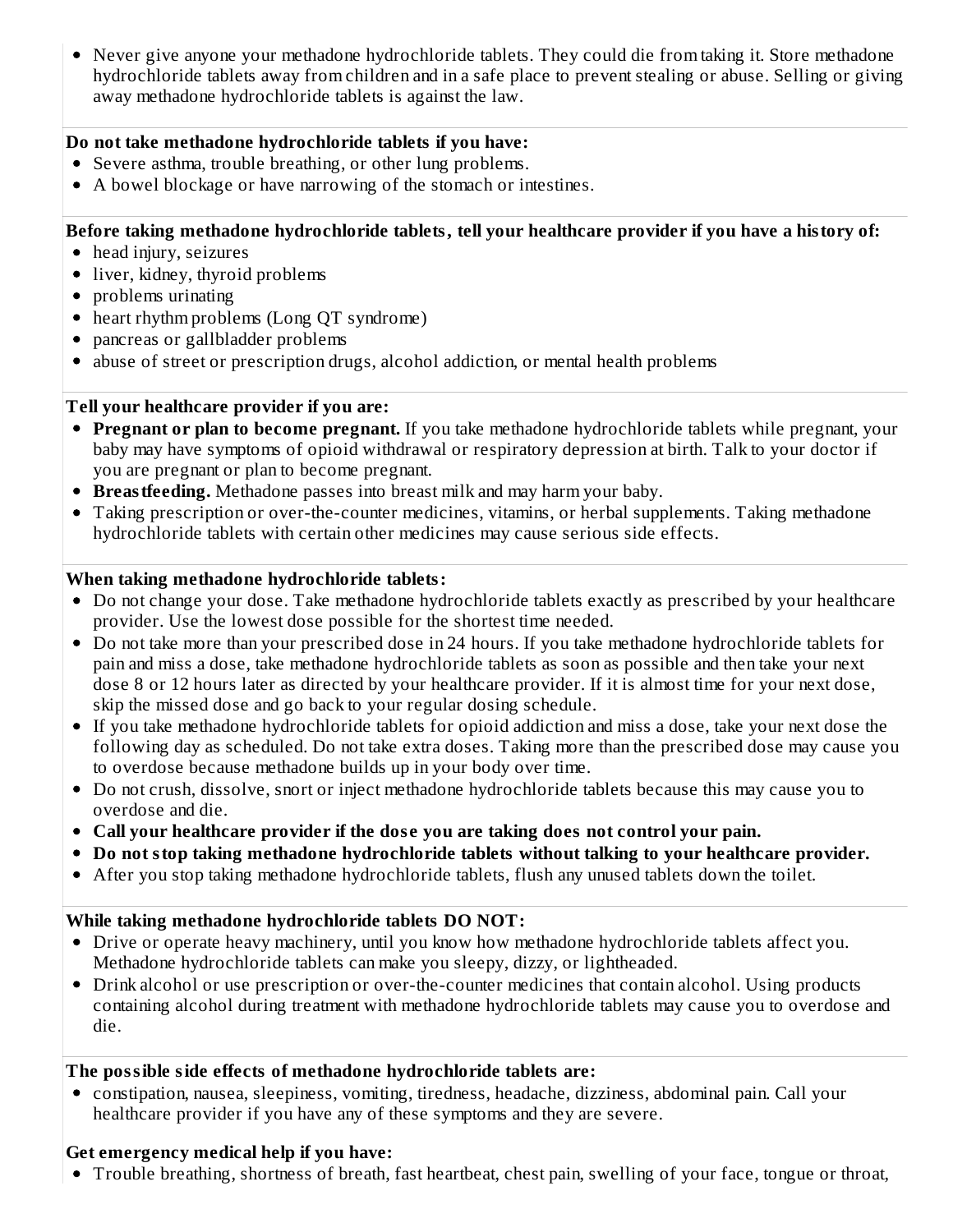- Never give anyone your methadone hydrochloride tablets. They could die from taking it. Store methadone hydrochloride tablets away from children and in a safe place to prevent stealing or abuse. Selling or giving away methadone hydrochloride tablets is against the law.

**Do not take methadone hydrochloride tablets if you have:**

- Severe asthma, trouble breathing, or other lung problems.
- A bowel blockage or have narrowing of the stomach or intestines.

**Before taking methadone hydrochloride tablets, tell your healthcare provider if you have a history of:**

- head injury, seizures
- liver, kidney, thyroid problems
- problems urinating
- heart rhythm problems (Long QT syndrome)
- pancreas or gallbladder problems
- abuse of street or prescription drugs, alcohol addiction, or mental health problems

**Tell your healthcare provider if you are:**

- **Pregnant or plan to become pregnant.** If you take methadone hydrochloride tablets while pregnant, your baby may have symptoms of opioid withdrawal or respiratory depression at birth. Talk to your doctor if you are pregnant or plan to become pregnant.
- **Breastfeeding.** Methadone passes into breast milk and may harm your baby.
- Taking prescription or over-the-counter medicines, vitamins, or herbal supplements. Taking methadone hydrochloride tablets with certain other medicines may cause serious side effects.

**When taking methadone hydrochloride tablets:**

- Do not change your dose. Take methadone hydrochloride tablets exactly as prescribed by your healthcare provider. Use the lowest dose possible for the shortest time needed.
- Do not take more than your prescribed dose in 24 hours. If you take methadone hydrochloride tablets for pain and miss a dose, take methadone hydrochloride tablets as soon as possible and then take your next dose 8 or 12 hours later as directed by your healthcare provider. If it is almost time for your next dose, skip the missed dose and go back to your regular dosing schedule.
- If you take methadone hydrochloride tablets for opioid addiction and miss a dose, take your next dose the following day as scheduled. Do not take extra doses. Taking more than the prescribed dose may cause you to overdose because methadone builds up in your body over time.
- Do not crush, dissolve, snort or inject methadone hydrochloride tablets because this may cause you to overdose and die.
- **Call your healthcare provider if the dose you are taking does not control your pain.**
- **Do not stop taking methadone hydrochloride tablets without talking to your healthcare provider.**
- After you stop taking methadone hydrochloride tablets, flush any unused tablets down the toilet.

**While taking methadone hydrochloride tablets DO NOT:**

- Drive or operate heavy machinery, until you know how methadone hydrochloride tablets affect you. Methadone hydrochloride tablets can make you sleepy, dizzy, or lightheaded.
- Drink alcohol or use prescription or over-the-counter medicines that contain alcohol. Using products containing alcohol during treatment with methadone hydrochloride tablets may cause you to overdose and die.

**The possible side effects of methadone hydrochloride tablets are:**

- constipation, nausea, sleepiness, vomiting, tiredness, headache, dizziness, abdominal pain. Call your healthcare provider if you have any of these symptoms and they are severe.

**Get emergency medical help if you have:**

- Trouble breathing, shortness of breath, fast heartbeat, chest pain, swelling of your face, tongue or throat,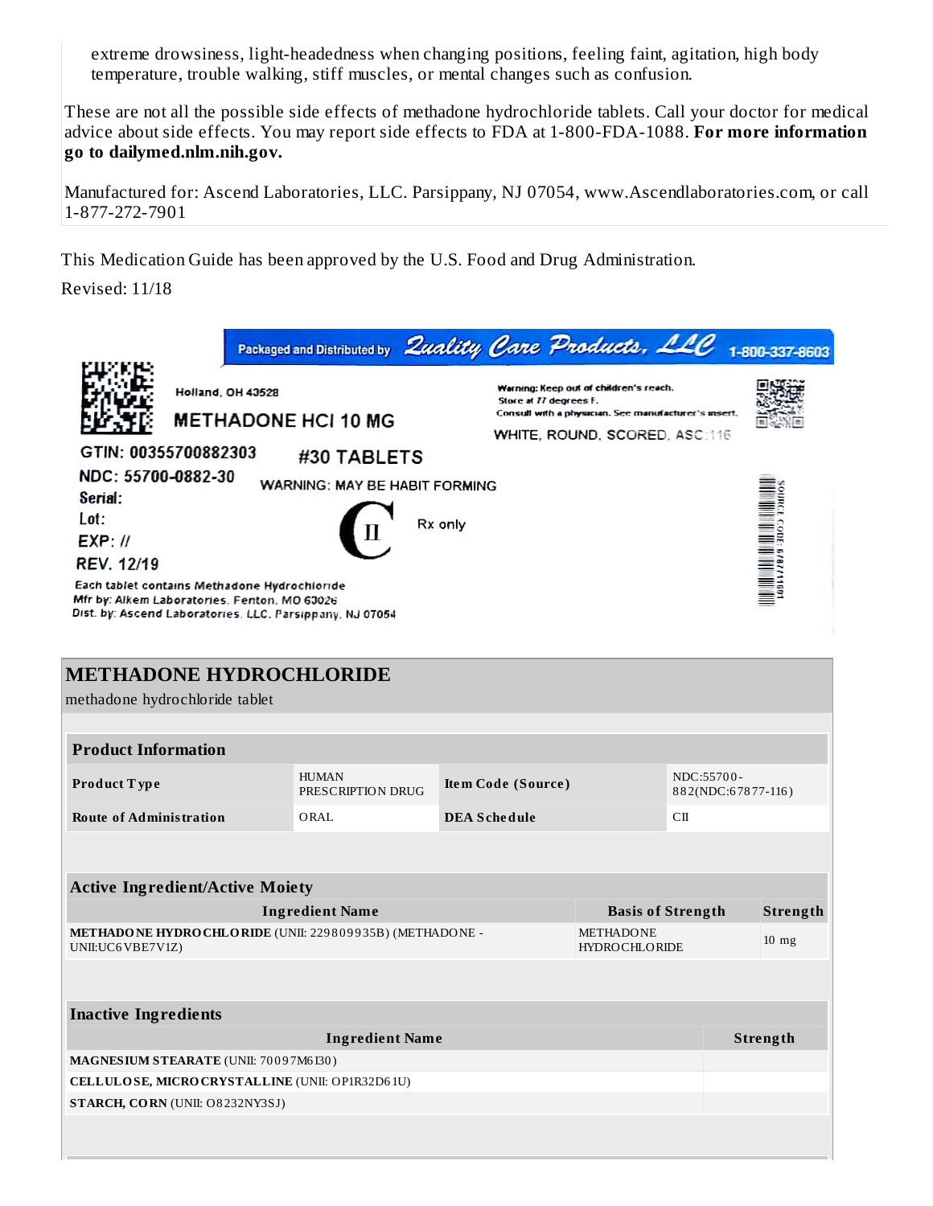extreme drowsiness, light-headedness when changing positions, feeling faint, agitation, high body temperature, trouble walking, stiff muscles, or mental changes such as confusion.

These are not all the possible side effects of methadone hydrochloride tablets. Call your doctor for medical advice about side effects. You may report side effects to FDA at 1-800-FDA-1088. **For more information go to dailymed.nlm.nih.gov.**

Manufactured for: Ascend Laboratories, LLC. Parsippany, NJ 07054, www.Ascendlaboratories.com, or call 1-877-272-7901

This Medication Guide has been approved by the U.S. Food and Drug Administration.

Revised: 11/18

Packaged and Distributed by Quality Care Products, LLC 1-800-337-8603

Holland, OH 43528

METHADONE HCl 10 MG

#30 TABLETS

WARNING: MAY BE HABIT FORMING

CII

Rx only

GTIN: 00355700882303

NDC: 55700-0882-30

Serial:

Lot:

EXP: //

REV. 12/19

Warning: Keep out of children's reach.
Store at 77 degrees F.
Consult with a physician. See manufacturer's insert.

WHITE, ROUND, SCORED, ASC 116

Each tablet contains Methadone Hydrochloride
Mfr by: Alkem Laboratories, Fenton, MO 63026
Dist. by: Ascend Laboratories, LLC. Parsippany, NJ 07054

SOURCE CODE: 67877116 01

## METHADONE HYDROCHLORIDE

methadone hydrochloride tablet

| Product Information | | | |
|---|---|---|---|
| Product Type | HUMAN PRESCRIPTION DRUG | Item Code (Source) | NDC:55700-882(NDC:67877-116) |
| Route of Administration | ORAL | DEA Schedule | CII |

| Active Ingredient/Active Moiety | | |
|---|---|---|
| Ingredient Name | Basis of Strength | Strength |
| **METHADONE HYDROCHLORIDE** (UNII: 229809935B) (METHADONE - UNII:UC6VBE7V1Z) | METHADONE HYDROCHLORIDE | 10 mg |

| Inactive Ingredients | |
|---|---|
| Ingredient Name | Strength |
| **MAGNESIUM STEARATE** (UNII: 70097M6I30) | |
| **CELLULOSE, MICROCRYSTALLINE** (UNII: OP1R32D61U) | |
| **STARCH, CORN** (UNII: O8232NY3SJ) | |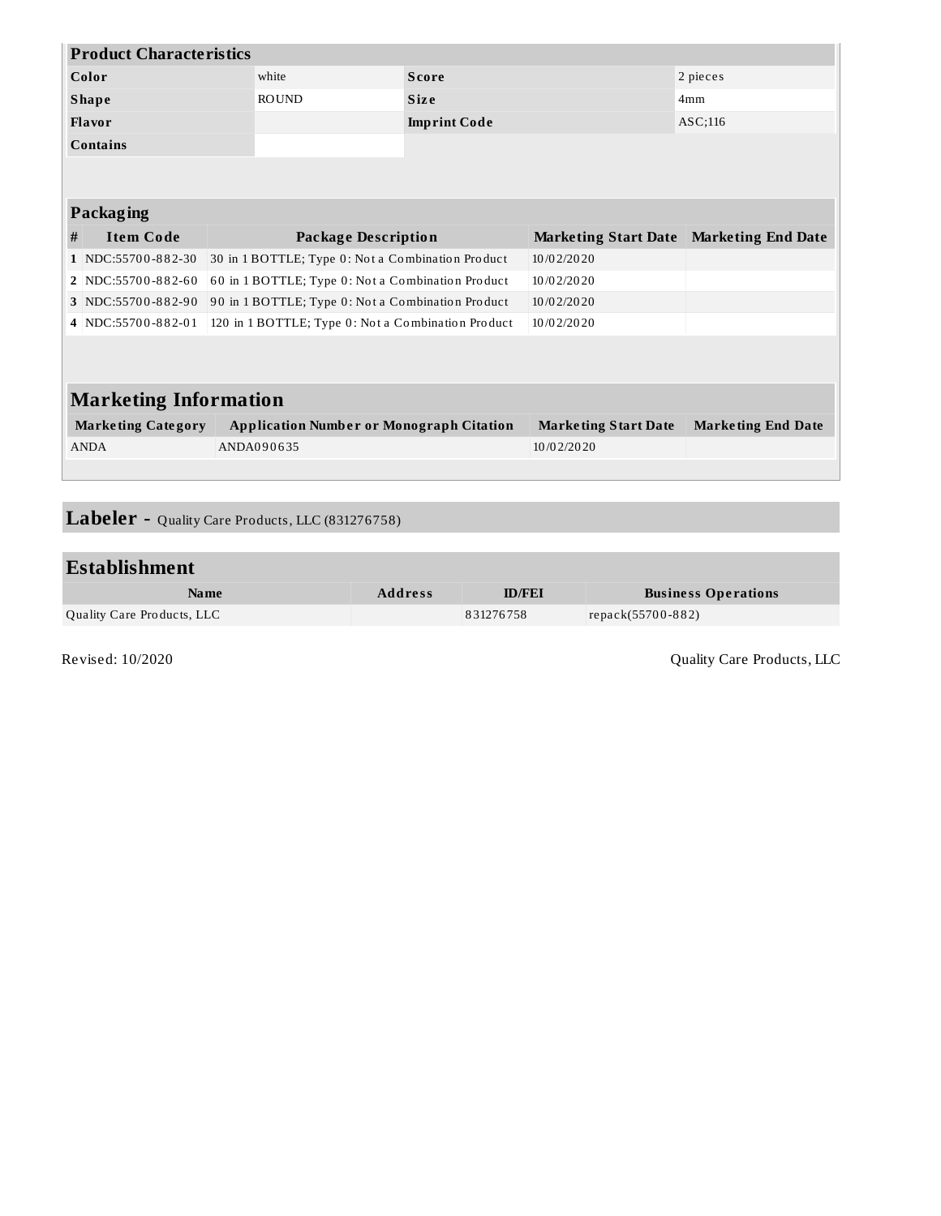| Product Characteristics | | | |
|---|---|---|---|
| **Color** | white | **Score** | 2 pieces |
| **Shape** | ROUND | **Size** | 4mm |
| **Flavor** | | **Imprint Code** | ASC;116 |
| **Contains** | | | |

| Packaging | | | | |
|---|---|---|---|---|
| **#** | **Item Code** | **Package Description** | **Marketing Start Date** | **Marketing End Date** |
| 1 | NDC:55700-882-30 | 30 in 1 BOTTLE; Type 0: Not a Combination Product | 10/02/2020 | |
| 2 | NDC:55700-882-60 | 60 in 1 BOTTLE; Type 0: Not a Combination Product | 10/02/2020 | |
| 3 | NDC:55700-882-90 | 90 in 1 BOTTLE; Type 0: Not a Combination Product | 10/02/2020 | |
| 4 | NDC:55700-882-01 | 120 in 1 BOTTLE; Type 0: Not a Combination Product | 10/02/2020 | |

## Marketing Information

| Marketing Category | Application Number or Monograph Citation | Marketing Start Date | Marketing End Date |
|---|---|---|---|
| ANDA | ANDA090635 | 10/02/2020 | |

## Labeler - Quality Care Products, LLC (831276758)

## Establishment

| Name | Address | ID/FEI | Business Operations |
|---|---|---|---|
| Quality Care Products, LLC | | 831276758 | repack(55700-882) |

Revised: 10/2020

Quality Care Products, LLC